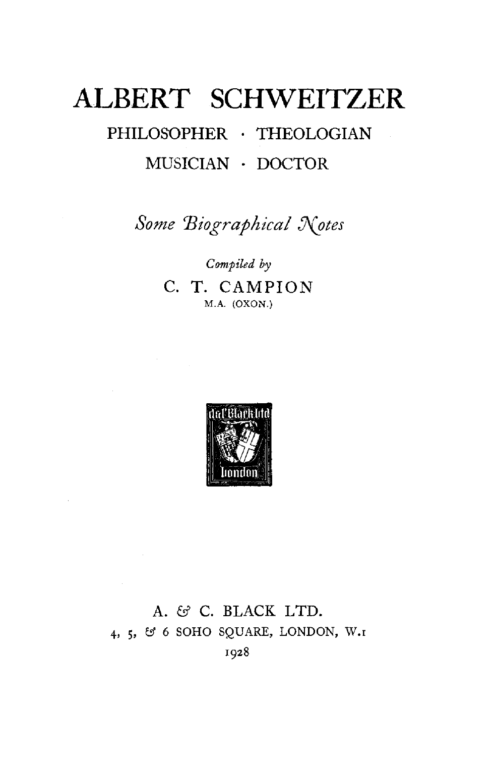# ALBERT SCHWEITZER

## PHILOSOPHER · THEOLOGIAN
## MUSICIAN · DOCTOR

*Some Biographical Notes*

*Compiled by*

C. T. CAMPION

M.A. (OXON.)

A. & C. BLACK LTD.

4, 5, & 6 SOHO SQUARE, LONDON, W.1

1928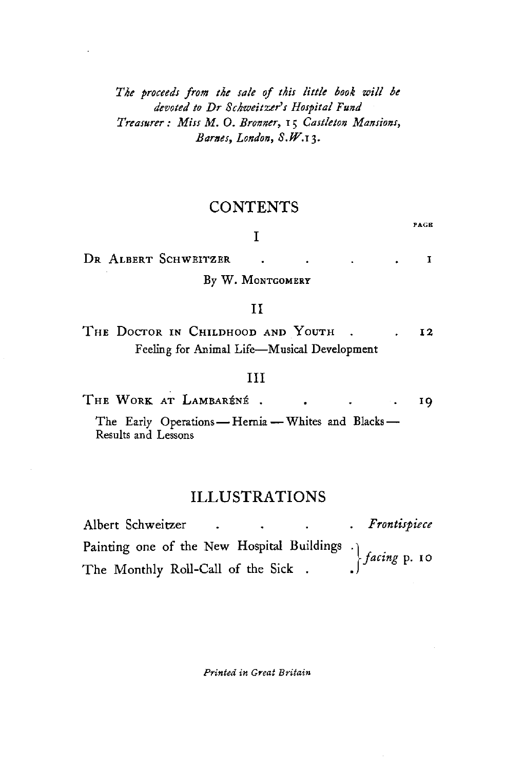*The proceeds from the sale of this little book will be devoted to Dr Schweitzer's Hospital Fund*
*Treasurer: Miss M. O. Bronner, 15 Castleton Mansions, Barnes, London, S.W.13.*

## CONTENTS

| | PAGE |
|---|---|
| I | |
| DR ALBERT SCHWEITZER | 1 |
| By W. MONTGOMERY | |
| II | |
| THE DOCTOR IN CHILDHOOD AND YOUTH | 12 |
| Feeling for Animal Life—Musical Development | |
| III | |
| THE WORK AT LAMBARÉNÉ | 19 |
| The Early Operations — Hernia — Whites and Blacks — Results and Lessons | |

## ILLUSTRATIONS

| | |
|---|---|
| Albert Schweitzer | *Frontispiece* |
| Painting one of the New Hospital Buildings | *facing* p. 10 |
| The Monthly Roll-Call of the Sick | *facing* p. 10 |

*Printed in Great Britain*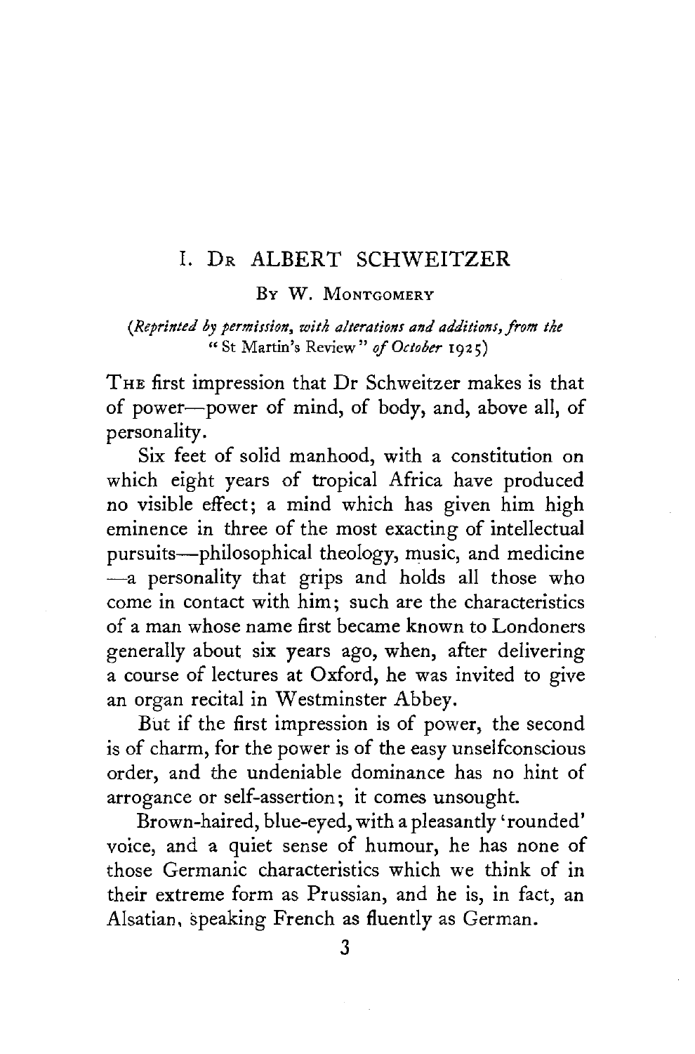## I. Dr ALBERT SCHWEITZER

By W. Montgomery

*(Reprinted by permission, with alterations and additions, from the* "St Martin's Review" *of October* 1925)

The first impression that Dr Schweitzer makes is that of power—power of mind, of body, and, above all, of personality.

Six feet of solid manhood, with a constitution on which eight years of tropical Africa have produced no visible effect; a mind which has given him high eminence in three of the most exacting of intellectual pursuits—philosophical theology, music, and medicine—a personality that grips and holds all those who come in contact with him; such are the characteristics of a man whose name first became known to Londoners generally about six years ago, when, after delivering a course of lectures at Oxford, he was invited to give an organ recital in Westminster Abbey.

But if the first impression is of power, the second is of charm, for the power is of the easy unselfconscious order, and the undeniable dominance has no hint of arrogance or self-assertion; it comes unsought.

Brown-haired, blue-eyed, with a pleasantly 'rounded' voice, and a quiet sense of humour, he has none of those Germanic characteristics which we think of in their extreme form as Prussian, and he is, in fact, an Alsatian, speaking French as fluently as German.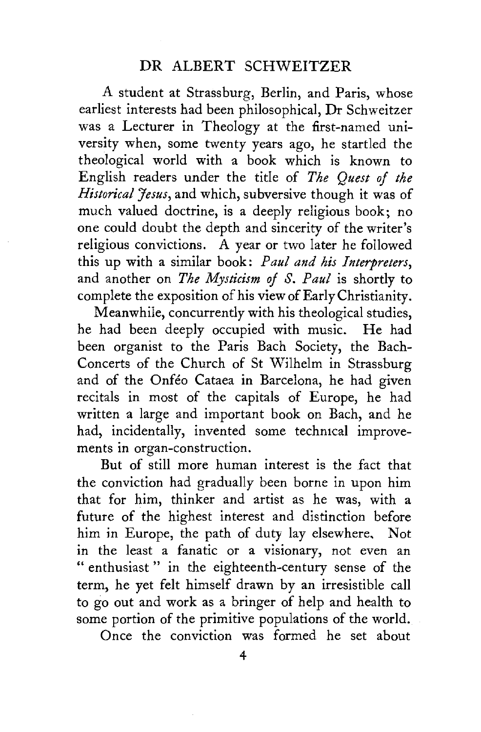## DR ALBERT SCHWEITZER

A student at Strassburg, Berlin, and Paris, whose earliest interests had been philosophical, Dr Schweitzer was a Lecturer in Theology at the first-named university when, some twenty years ago, he startled the theological world with a book which is known to English readers under the title of *The Quest of the Historical Jesus*, and which, subversive though it was of much valued doctrine, is a deeply religious book; no one could doubt the depth and sincerity of the writer's religious convictions. A year or two later he followed this up with a similar book: *Paul and his Interpreters*, and another on *The Mysticism of S. Paul* is shortly to complete the exposition of his view of Early Christianity.

Meanwhile, concurrently with his theological studies, he had been deeply occupied with music. He had been organist to the Paris Bach Society, the Bach-Concerts of the Church of St Wilhelm in Strassburg and of the Onféo Cataea in Barcelona, he had given recitals in most of the capitals of Europe, he had written a large and important book on Bach, and he had, incidentally, invented some technical improvements in organ-construction.

But of still more human interest is the fact that the conviction had gradually been borne in upon him that for him, thinker and artist as he was, with a future of the highest interest and distinction before him in Europe, the path of duty lay elsewhere. Not in the least a fanatic or a visionary, not even an "enthusiast" in the eighteenth-century sense of the term, he yet felt himself drawn by an irresistible call to go out and work as a bringer of help and health to some portion of the primitive populations of the world.

Once the conviction was formed he set about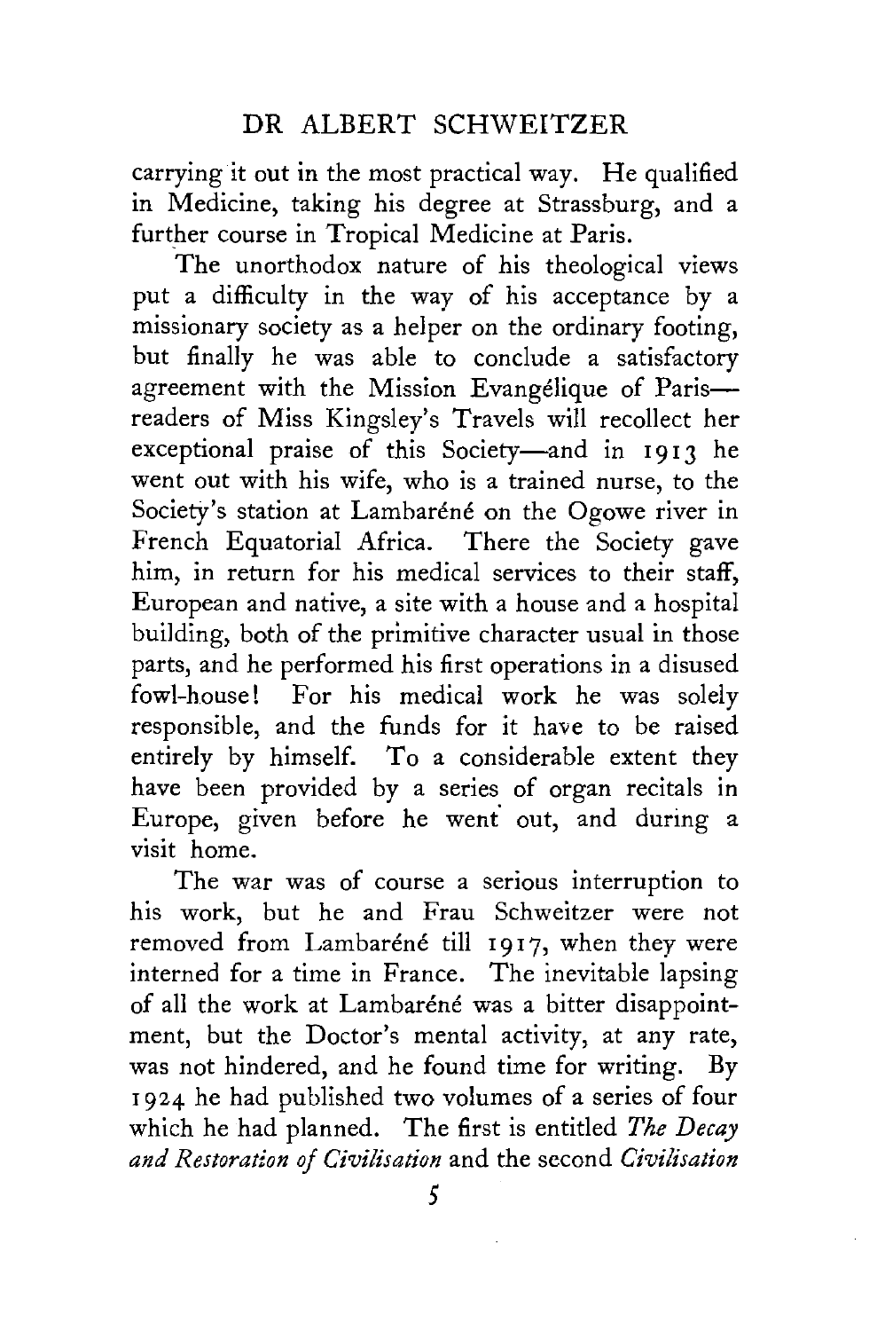carrying it out in the most practical way. He qualified in Medicine, taking his degree at Strassburg, and a further course in Tropical Medicine at Paris.

The unorthodox nature of his theological views put a difficulty in the way of his acceptance by a missionary society as a helper on the ordinary footing, but finally he was able to conclude a satisfactory agreement with the Mission Evangélique of Paris—readers of Miss Kingsley's Travels will recollect her exceptional praise of this Society—and in 1913 he went out with his wife, who is a trained nurse, to the Society's station at Lambaréné on the Ogowe river in French Equatorial Africa. There the Society gave him, in return for his medical services to their staff, European and native, a site with a house and a hospital building, both of the primitive character usual in those parts, and he performed his first operations in a disused fowl-house! For his medical work he was solely responsible, and the funds for it have to be raised entirely by himself. To a considerable extent they have been provided by a series of organ recitals in Europe, given before he went out, and during a visit home.

The war was of course a serious interruption to his work, but he and Frau Schweitzer were not removed from Lambaréné till 1917, when they were interned for a time in France. The inevitable lapsing of all the work at Lambaréné was a bitter disappointment, but the Doctor's mental activity, at any rate, was not hindered, and he found time for writing. By 1924 he had published two volumes of a series of four which he had planned. The first is entitled *The Decay and Restoration of Civilisation* and the second *Civilisation*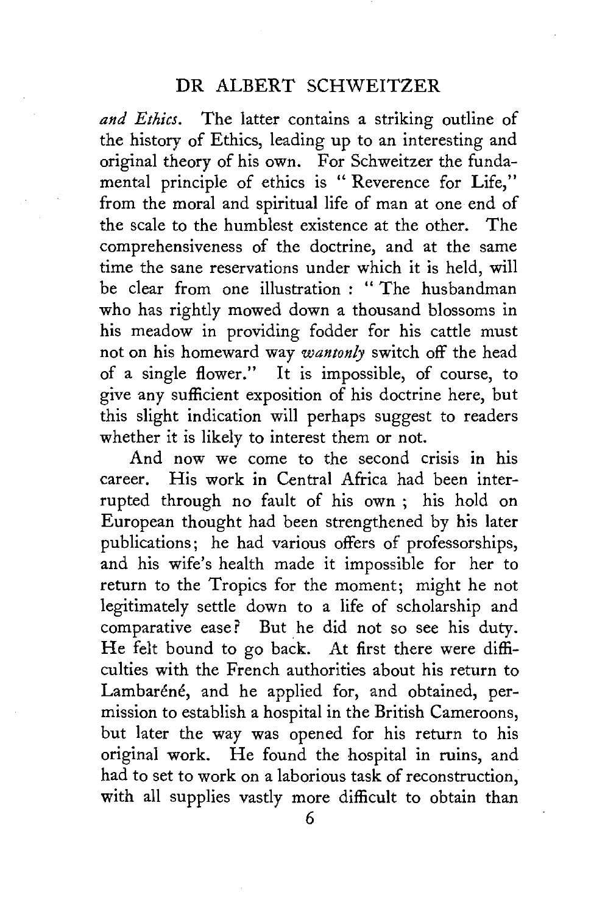*and Ethics*. The latter contains a striking outline of the history of Ethics, leading up to an interesting and original theory of his own. For Schweitzer the fundamental principle of ethics is "Reverence for Life," from the moral and spiritual life of man at one end of the scale to the humblest existence at the other. The comprehensiveness of the doctrine, and at the same time the sane reservations under which it is held, will be clear from one illustration : "The husbandman who has rightly mowed down a thousand blossoms in his meadow in providing fodder for his cattle must not on his homeward way *wantonly* switch off the head of a single flower." It is impossible, of course, to give any sufficient exposition of his doctrine here, but this slight indication will perhaps suggest to readers whether it is likely to interest them or not.

And now we come to the second crisis in his career. His work in Central Africa had been interrupted through no fault of his own ; his hold on European thought had been strengthened by his later publications; he had various offers of professorships, and his wife's health made it impossible for her to return to the Tropics for the moment; might he not legitimately settle down to a life of scholarship and comparative ease? But he did not so see his duty. He felt bound to go back. At first there were difficulties with the French authorities about his return to Lambaréné, and he applied for, and obtained, permission to establish a hospital in the British Cameroons, but later the way was opened for his return to his original work. He found the hospital in ruins, and had to set to work on a laborious task of reconstruction, with all supplies vastly more difficult to obtain than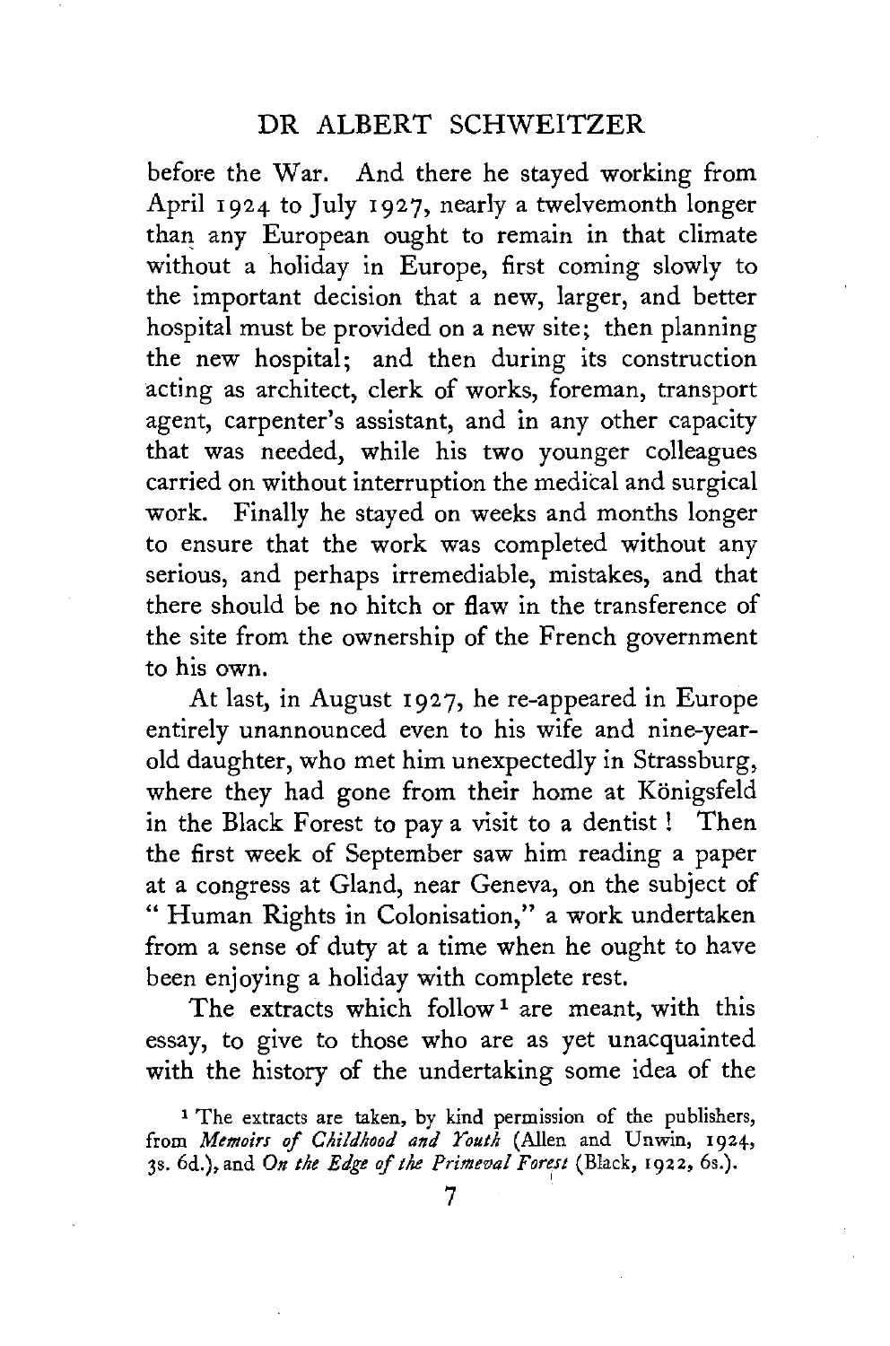before the War. And there he stayed working from April 1924 to July 1927, nearly a twelvemonth longer than any European ought to remain in that climate without a holiday in Europe, first coming slowly to the important decision that a new, larger, and better hospital must be provided on a new site; then planning the new hospital; and then during its construction acting as architect, clerk of works, foreman, transport agent, carpenter's assistant, and in any other capacity that was needed, while his two younger colleagues carried on without interruption the medical and surgical work. Finally he stayed on weeks and months longer to ensure that the work was completed without any serious, and perhaps irremediable, mistakes, and that there should be no hitch or flaw in the transference of the site from the ownership of the French government to his own.

At last, in August 1927, he re-appeared in Europe entirely unannounced even to his wife and nine-year-old daughter, who met him unexpectedly in Strassburg, where they had gone from their home at Königsfeld in the Black Forest to pay a visit to a dentist! Then the first week of September saw him reading a paper at a congress at Gland, near Geneva, on the subject of "Human Rights in Colonisation," a work undertaken from a sense of duty at a time when he ought to have been enjoying a holiday with complete rest.

The extracts which follow[1] are meant, with this essay, to give to those who are as yet unacquainted with the history of the undertaking some idea of the

[1] The extracts are taken, by kind permission of the publishers, from *Memoirs of Childhood and Youth* (Allen and Unwin, 1924, 3s. 6d.), and *On the Edge of the Primeval Forest* (Black, 1922, 6s.).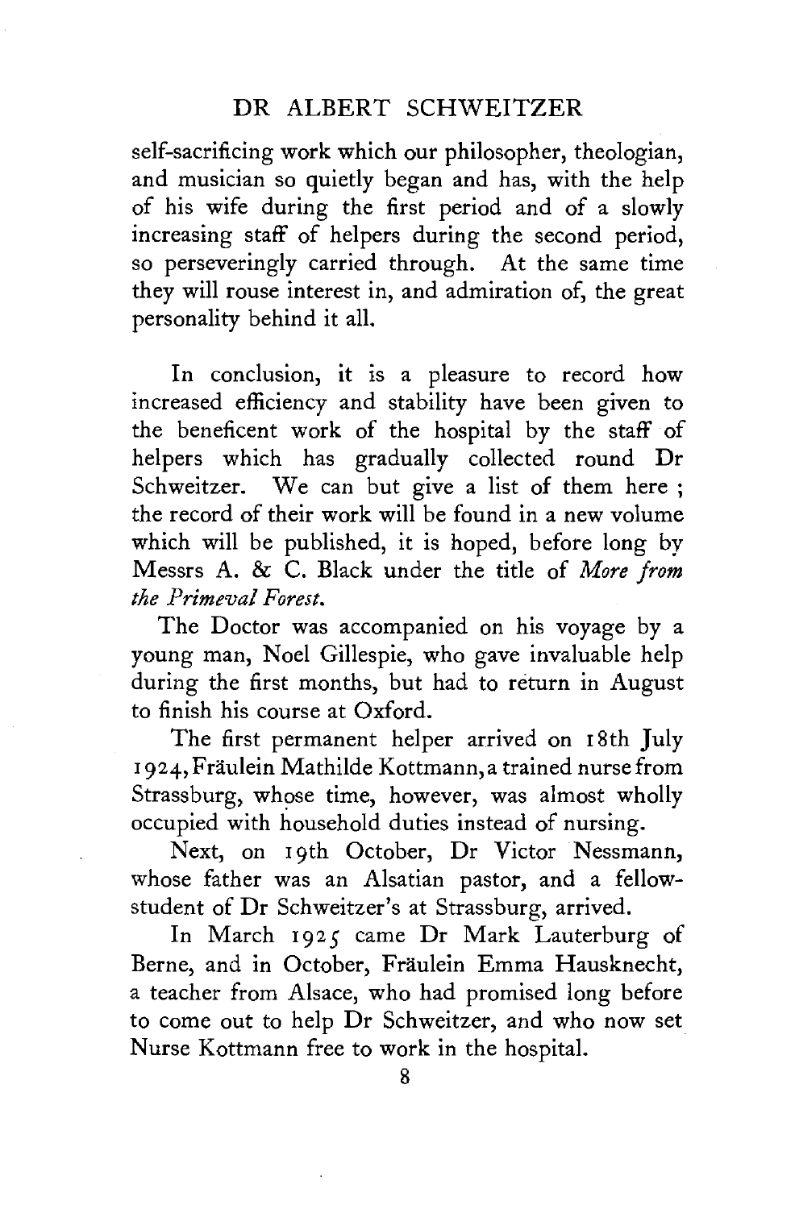self-sacrificing work which our philosopher, theologian, and musician so quietly began and has, with the help of his wife during the first period and of a slowly increasing staff of helpers during the second period, so perseveringly carried through. At the same time they will rouse interest in, and admiration of, the great personality behind it all.

In conclusion, it is a pleasure to record how increased efficiency and stability have been given to the beneficent work of the hospital by the staff of helpers which has gradually collected round Dr Schweitzer. We can but give a list of them here; the record of their work will be found in a new volume which will be published, it is hoped, before long by Messrs A. & C. Black under the title of *More from the Primeval Forest.*

The Doctor was accompanied on his voyage by a young man, Noel Gillespie, who gave invaluable help during the first months, but had to return in August to finish his course at Oxford.

The first permanent helper arrived on 18th July 1924, Fräulein Mathilde Kottmann, a trained nurse from Strassburg, whose time, however, was almost wholly occupied with household duties instead of nursing.

Next, on 19th October, Dr Victor Nessmann, whose father was an Alsatian pastor, and a fellow-student of Dr Schweitzer's at Strassburg, arrived.

In March 1925 came Dr Mark Lauterburg of Berne, and in October, Fräulein Emma Hausknecht, a teacher from Alsace, who had promised long before to come out to help Dr Schweitzer, and who now set Nurse Kottmann free to work in the hospital.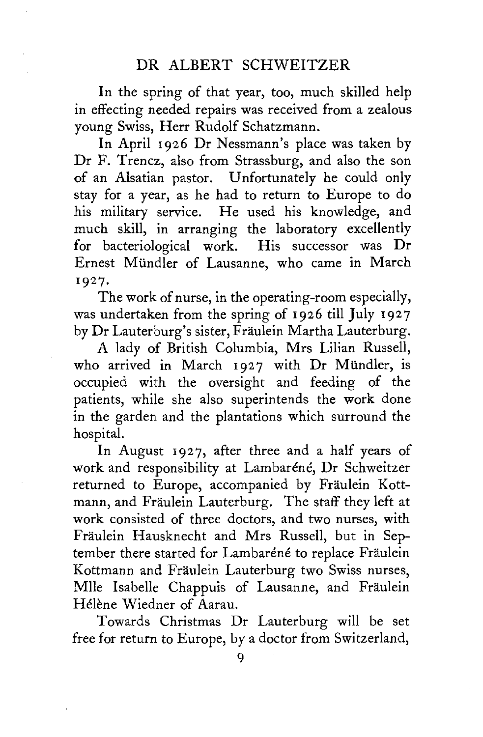In the spring of that year, too, much skilled help in effecting needed repairs was received from a zealous young Swiss, Herr Rudolf Schatzmann.

In April 1926 Dr Nessmann's place was taken by Dr F. Trencz, also from Strassburg, and also the son of an Alsatian pastor. Unfortunately he could only stay for a year, as he had to return to Europe to do his military service. He used his knowledge, and much skill, in arranging the laboratory excellently for bacteriological work. His successor was Dr Ernest Mündler of Lausanne, who came in March 1927.

The work of nurse, in the operating-room especially, was undertaken from the spring of 1926 till July 1927 by Dr Lauterburg's sister, Fräulein Martha Lauterburg.

A lady of British Columbia, Mrs Lilian Russell, who arrived in March 1927 with Dr Mündler, is occupied with the oversight and feeding of the patients, while she also superintends the work done in the garden and the plantations which surround the hospital.

In August 1927, after three and a half years of work and responsibility at Lambaréné, Dr Schweitzer returned to Europe, accompanied by Fräulein Kottmann, and Fräulein Lauterburg. The staff they left at work consisted of three doctors, and two nurses, with Fräulein Hausknecht and Mrs Russell, but in September there started for Lambaréné to replace Fräulein Kottmann and Fräulein Lauterburg two Swiss nurses, Mlle Isabelle Chappuis of Lausanne, and Fräulein Hélène Wiedner of Aarau.

Towards Christmas Dr Lauterburg will be set free for return to Europe, by a doctor from Switzerland,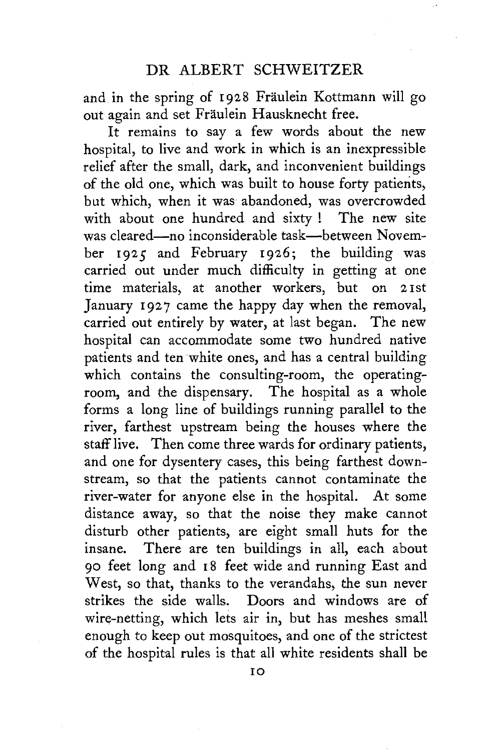and in the spring of 1928 Fräulein Kottmann will go out again and set Fräulein Hausknecht free.

It remains to say a few words about the new hospital, to live and work in which is an inexpressible relief after the small, dark, and inconvenient buildings of the old one, which was built to house forty patients, but which, when it was abandoned, was overcrowded with about one hundred and sixty! The new site was cleared—no inconsiderable task—between November 1925 and February 1926; the building was carried out under much difficulty in getting at one time materials, at another workers, but on 21st January 1927 came the happy day when the removal, carried out entirely by water, at last began. The new hospital can accommodate some two hundred native patients and ten white ones, and has a central building which contains the consulting-room, the operating-room, and the dispensary. The hospital as a whole forms a long line of buildings running parallel to the river, farthest upstream being the houses where the staff live. Then come three wards for ordinary patients, and one for dysentery cases, this being farthest downstream, so that the patients cannot contaminate the river-water for anyone else in the hospital. At some distance away, so that the noise they make cannot disturb other patients, are eight small huts for the insane. There are ten buildings in all, each about 90 feet long and 18 feet wide and running East and West, so that, thanks to the verandahs, the sun never strikes the side walls. Doors and windows are of wire-netting, which lets air in, but has meshes small enough to keep out mosquitoes, and one of the strictest of the hospital rules is that all white residents shall be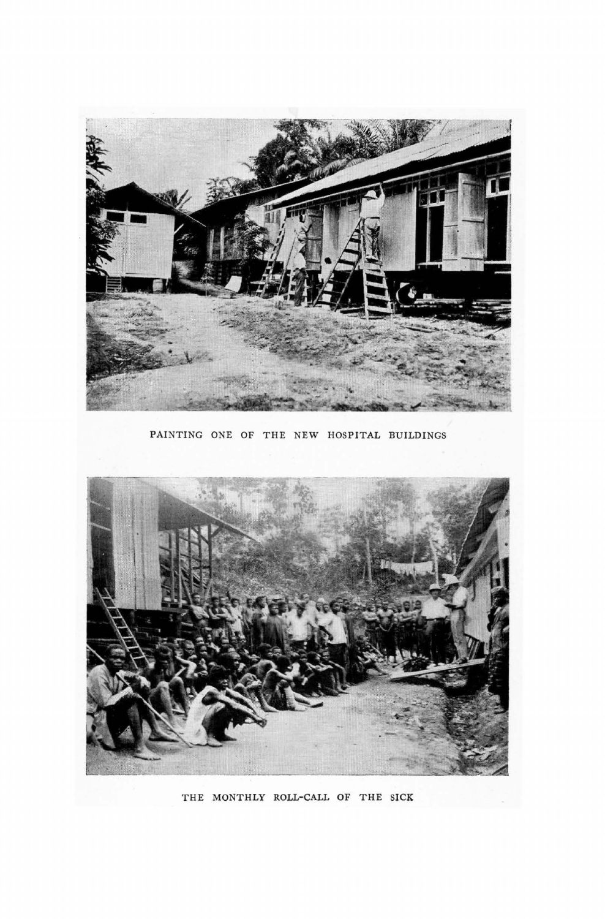PAINTING ONE OF THE NEW HOSPITAL BUILDINGS

THE MONTHLY ROLL-CALL OF THE SICK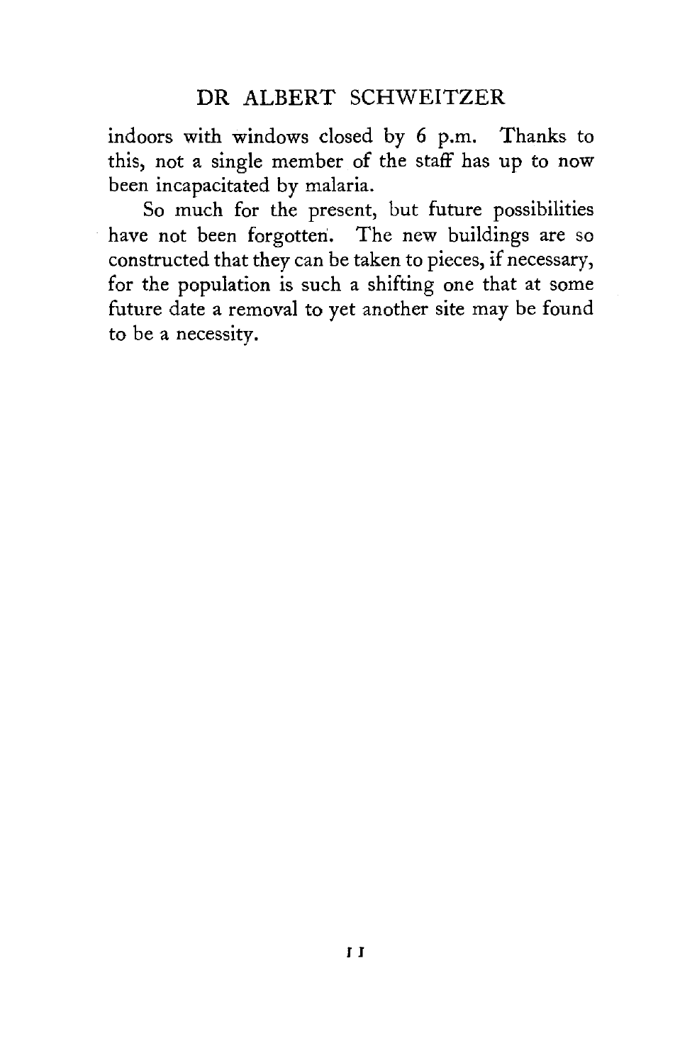indoors with windows closed by 6 p.m. Thanks to this, not a single member of the staff has up to now been incapacitated by malaria.

So much for the present, but future possibilities have not been forgotten. The new buildings are so constructed that they can be taken to pieces, if necessary, for the population is such a shifting one that at some future date a removal to yet another site may be found to be a necessity.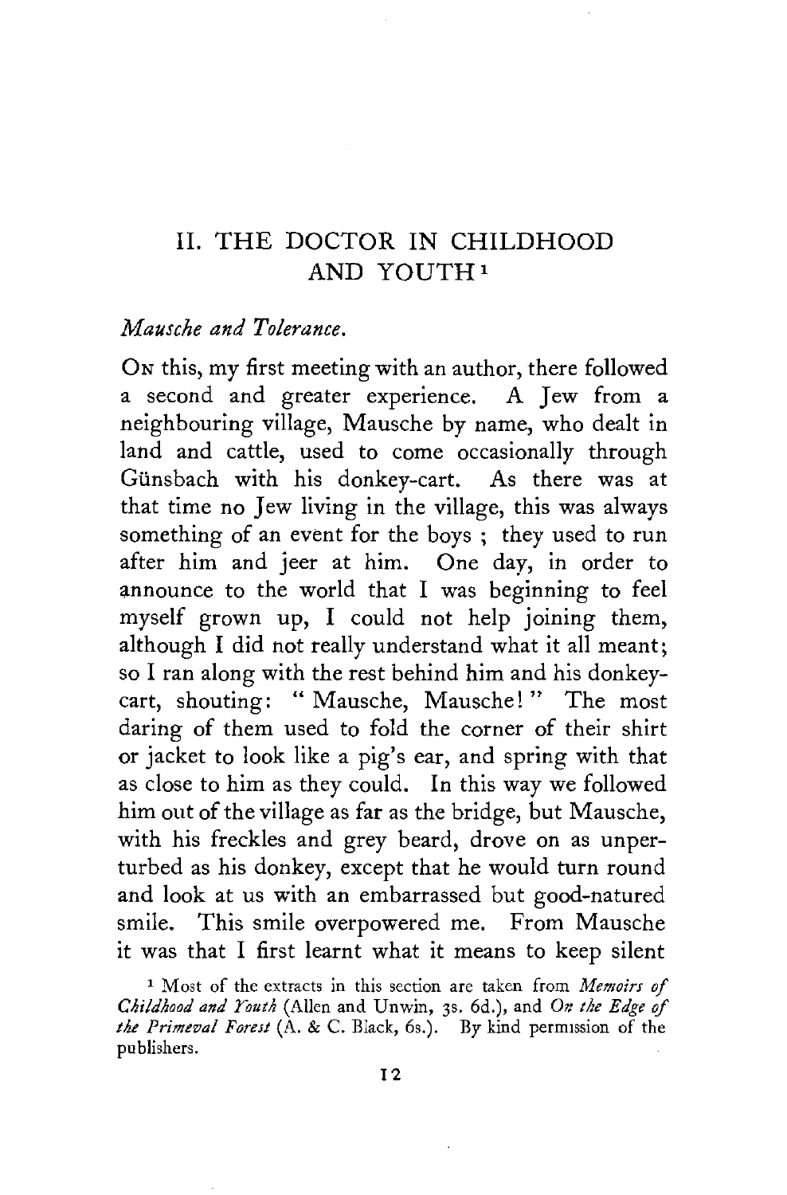## II. THE DOCTOR IN CHILDHOOD AND YOUTH[1]

### *Mausche and Tolerance.*

On this, my first meeting with an author, there followed a second and greater experience. A Jew from a neighbouring village, Mausche by name, who dealt in land and cattle, used to come occasionally through Günsbach with his donkey-cart. As there was at that time no Jew living in the village, this was always something of an event for the boys; they used to run after him and jeer at him. One day, in order to announce to the world that I was beginning to feel myself grown up, I could not help joining them, although I did not really understand what it all meant; so I ran along with the rest behind him and his donkey-cart, shouting: " Mausche, Mausche! " The most daring of them used to fold the corner of their shirt or jacket to look like a pig's ear, and spring with that as close to him as they could. In this way we followed him out of the village as far as the bridge, but Mausche, with his freckles and grey beard, drove on as unperturbed as his donkey, except that he would turn round and look at us with an embarrassed but good-natured smile. This smile overpowered me. From Mausche it was that I first learnt what it means to keep silent

[1] Most of the extracts in this section are taken from *Memoirs of Childhood and Youth* (Allen and Unwin, 3s. 6d.), and *On the Edge of the Primeval Forest* (A. & C. Black, 6s.). By kind permission of the publishers.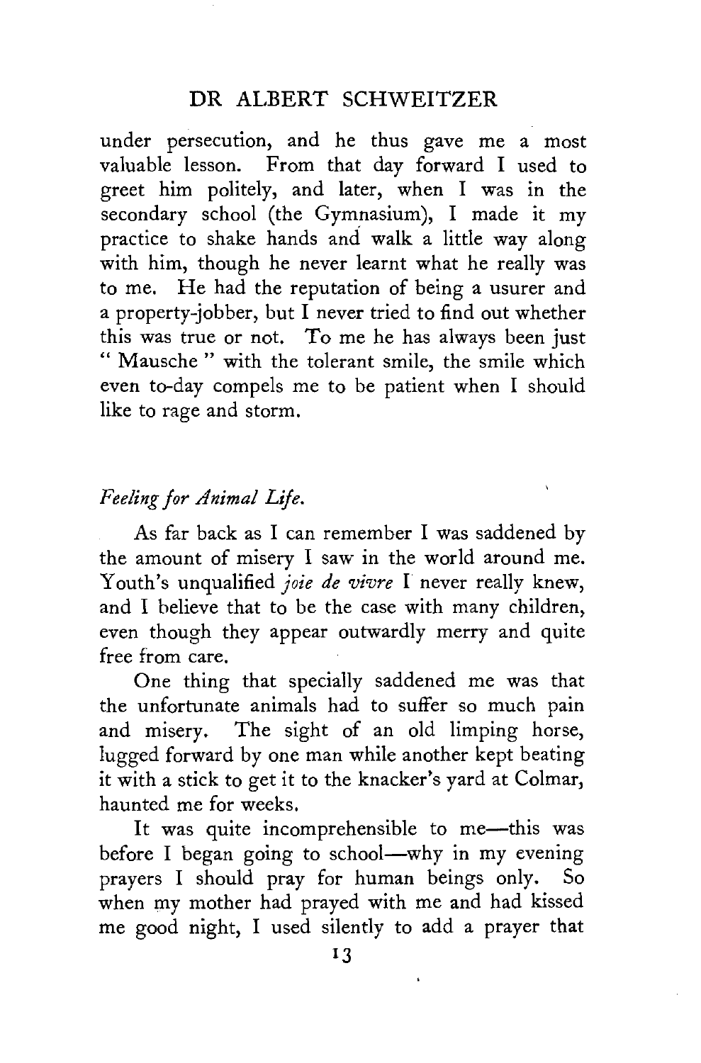under persecution, and he thus gave me a most valuable lesson. From that day forward I used to greet him politely, and later, when I was in the secondary school (the Gymnasium), I made it my practice to shake hands and walk a little way along with him, though he never learnt what he really was to me. He had the reputation of being a usurer and a property-jobber, but I never tried to find out whether this was true or not. To me he has always been just "Mausche" with the tolerant smile, the smile which even to-day compels me to be patient when I should like to rage and storm.

### *Feeling for Animal Life.*

As far back as I can remember I was saddened by the amount of misery I saw in the world around me. Youth's unqualified *joie de vivre* I never really knew, and I believe that to be the case with many children, even though they appear outwardly merry and quite free from care.

One thing that specially saddened me was that the unfortunate animals had to suffer so much pain and misery. The sight of an old limping horse, lugged forward by one man while another kept beating it with a stick to get it to the knacker's yard at Colmar, haunted me for weeks.

It was quite incomprehensible to me—this was before I began going to school—why in my evening prayers I should pray for human beings only. So when my mother had prayed with me and had kissed me good night, I used silently to add a prayer that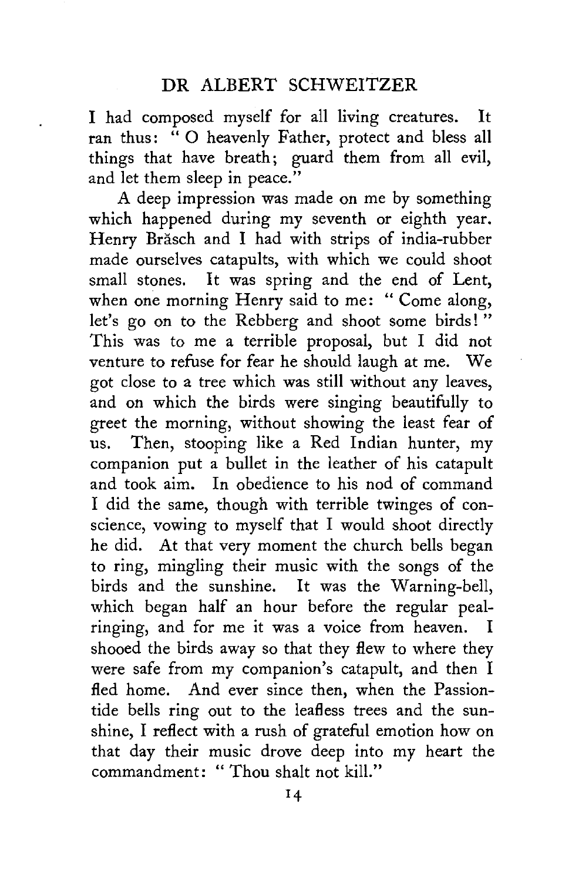I had composed myself for all living creatures. It ran thus: " O heavenly Father, protect and bless all things that have breath; guard them from all evil, and let them sleep in peace."

A deep impression was made on me by something which happened during my seventh or eighth year. Henry Brăsch and I had with strips of india-rubber made ourselves catapults, with which we could shoot small stones. It was spring and the end of Lent, when one morning Henry said to me: " Come along, let's go on to the Rebberg and shoot some birds! " This was to me a terrible proposal, but I did not venture to refuse for fear he should laugh at me. We got close to a tree which was still without any leaves, and on which the birds were singing beautifully to greet the morning, without showing the least fear of us. Then, stooping like a Red Indian hunter, my companion put a bullet in the leather of his catapult and took aim. In obedience to his nod of command I did the same, though with terrible twinges of conscience, vowing to myself that I would shoot directly he did. At that very moment the church bells began to ring, mingling their music with the songs of the birds and the sunshine. It was the Warning-bell, which began half an hour before the regular peal-ringing, and for me it was a voice from heaven. I shooed the birds away so that they flew to where they were safe from my companion's catapult, and then I fled home. And ever since then, when the Passiontide bells ring out to the leafless trees and the sunshine, I reflect with a rush of grateful emotion how on that day their music drove deep into my heart the commandment: " Thou shalt not kill."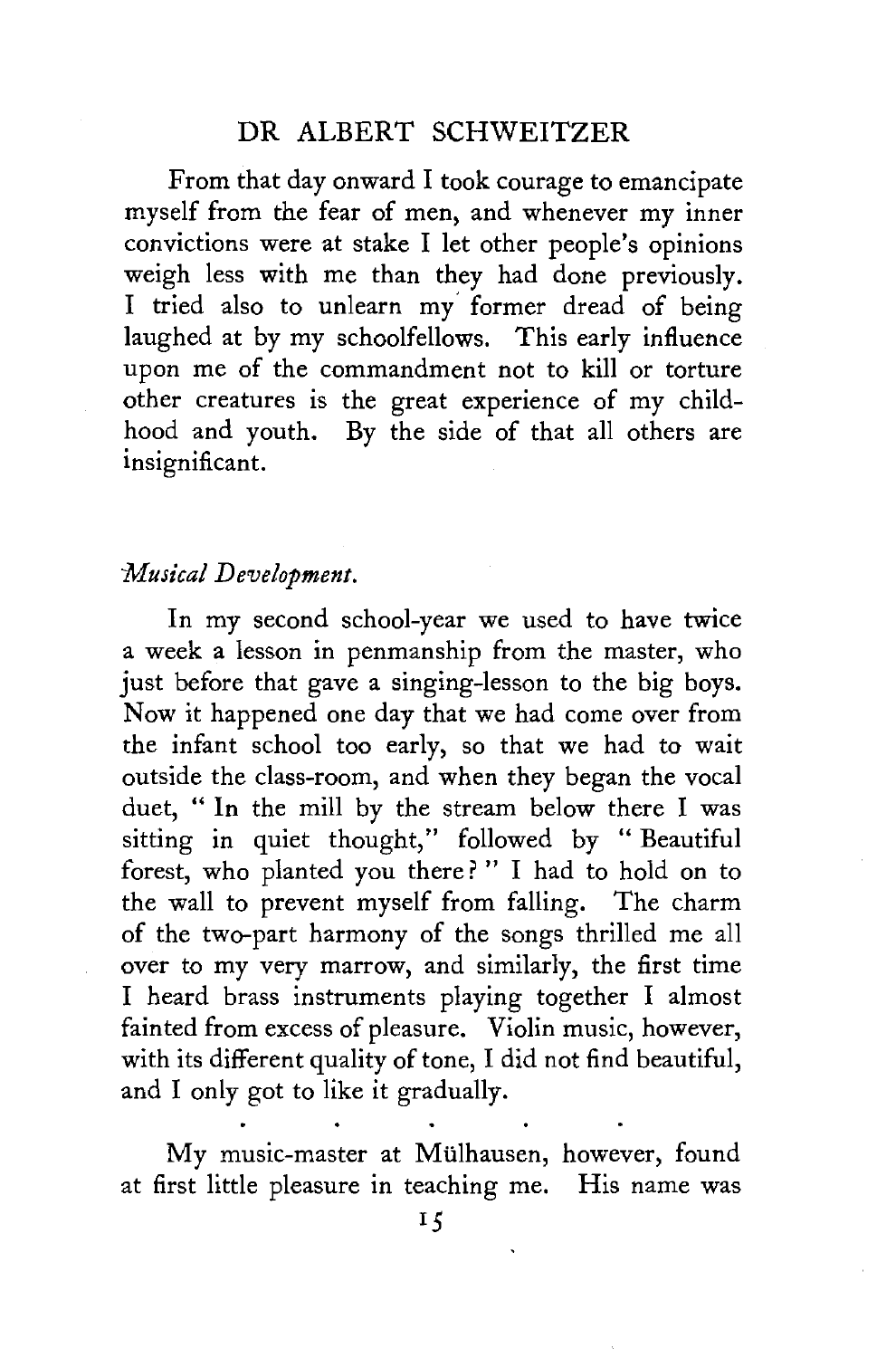From that day onward I took courage to emancipate myself from the fear of men, and whenever my inner convictions were at stake I let other people's opinions weigh less with me than they had done previously. I tried also to unlearn my former dread of being laughed at by my schoolfellows. This early influence upon me of the commandment not to kill or torture other creatures is the great experience of my childhood and youth. By the side of that all others are insignificant.

*Musical Development.*

In my second school-year we used to have twice a week a lesson in penmanship from the master, who just before that gave a singing-lesson to the big boys. Now it happened one day that we had come over from the infant school too early, so that we had to wait outside the class-room, and when they began the vocal duet, " In the mill by the stream below there I was sitting in quiet thought," followed by " Beautiful forest, who planted you there? " I had to hold on to the wall to prevent myself from falling. The charm of the two-part harmony of the songs thrilled me all over to my very marrow, and similarly, the first time I heard brass instruments playing together I almost fainted from excess of pleasure. Violin music, however, with its different quality of tone, I did not find beautiful, and I only got to like it gradually.

. . . . .

My music-master at Mülhausen, however, found at first little pleasure in teaching me. His name was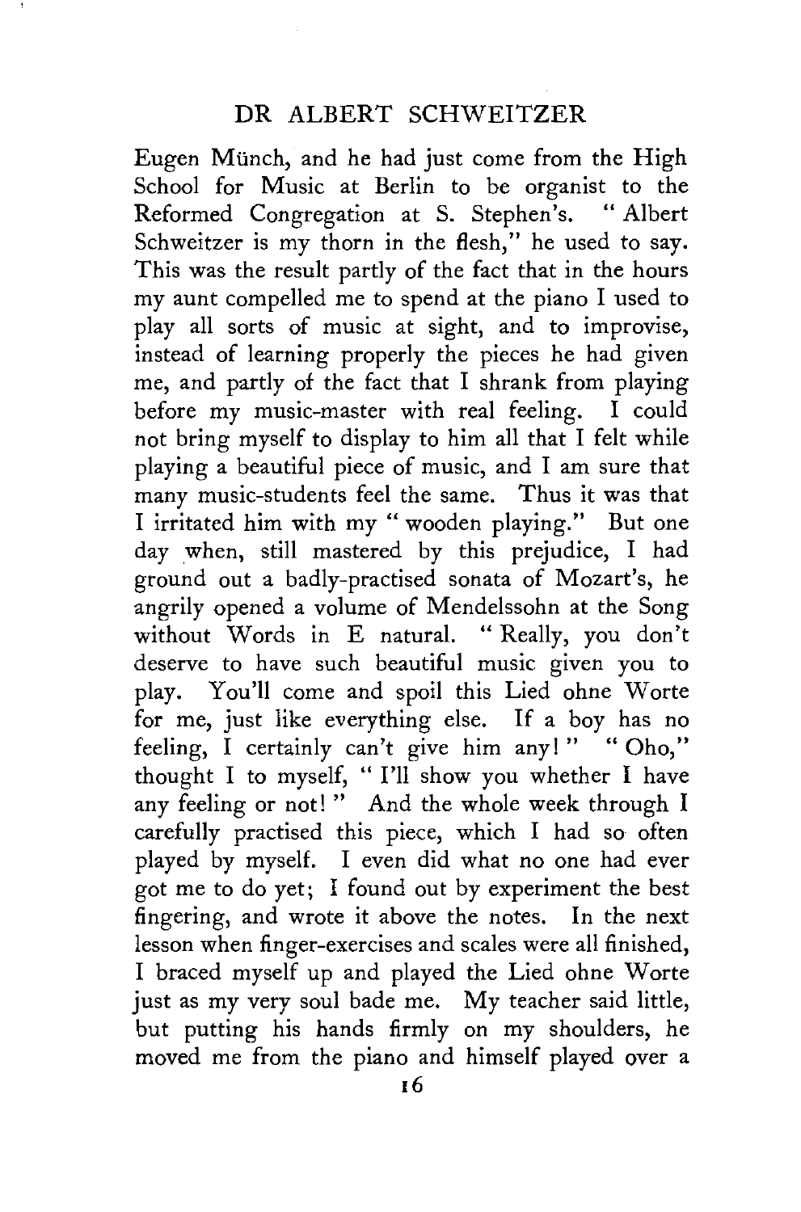Eugen Münch, and he had just come from the High School for Music at Berlin to be organist to the Reformed Congregation at S. Stephen's. "Albert Schweitzer is my thorn in the flesh," he used to say. This was the result partly of the fact that in the hours my aunt compelled me to spend at the piano I used to play all sorts of music at sight, and to improvise, instead of learning properly the pieces he had given me, and partly of the fact that I shrank from playing before my music-master with real feeling. I could not bring myself to display to him all that I felt while playing a beautiful piece of music, and I am sure that many music-students feel the same. Thus it was that I irritated him with my "wooden playing." But one day when, still mastered by this prejudice, I had ground out a badly-practised sonata of Mozart's, he angrily opened a volume of Mendelssohn at the Song without Words in E natural. "Really, you don't deserve to have such beautiful music given you to play. You'll come and spoil this Lied ohne Worte for me, just like everything else. If a boy has no feeling, I certainly can't give him any!" "Oho," thought I to myself, "I'll show you whether I have any feeling or not!" And the whole week through I carefully practised this piece, which I had so often played by myself. I even did what no one had ever got me to do yet; I found out by experiment the best fingering, and wrote it above the notes. In the next lesson when finger-exercises and scales were all finished, I braced myself up and played the Lied ohne Worte just as my very soul bade me. My teacher said little, but putting his hands firmly on my shoulders, he moved me from the piano and himself played over a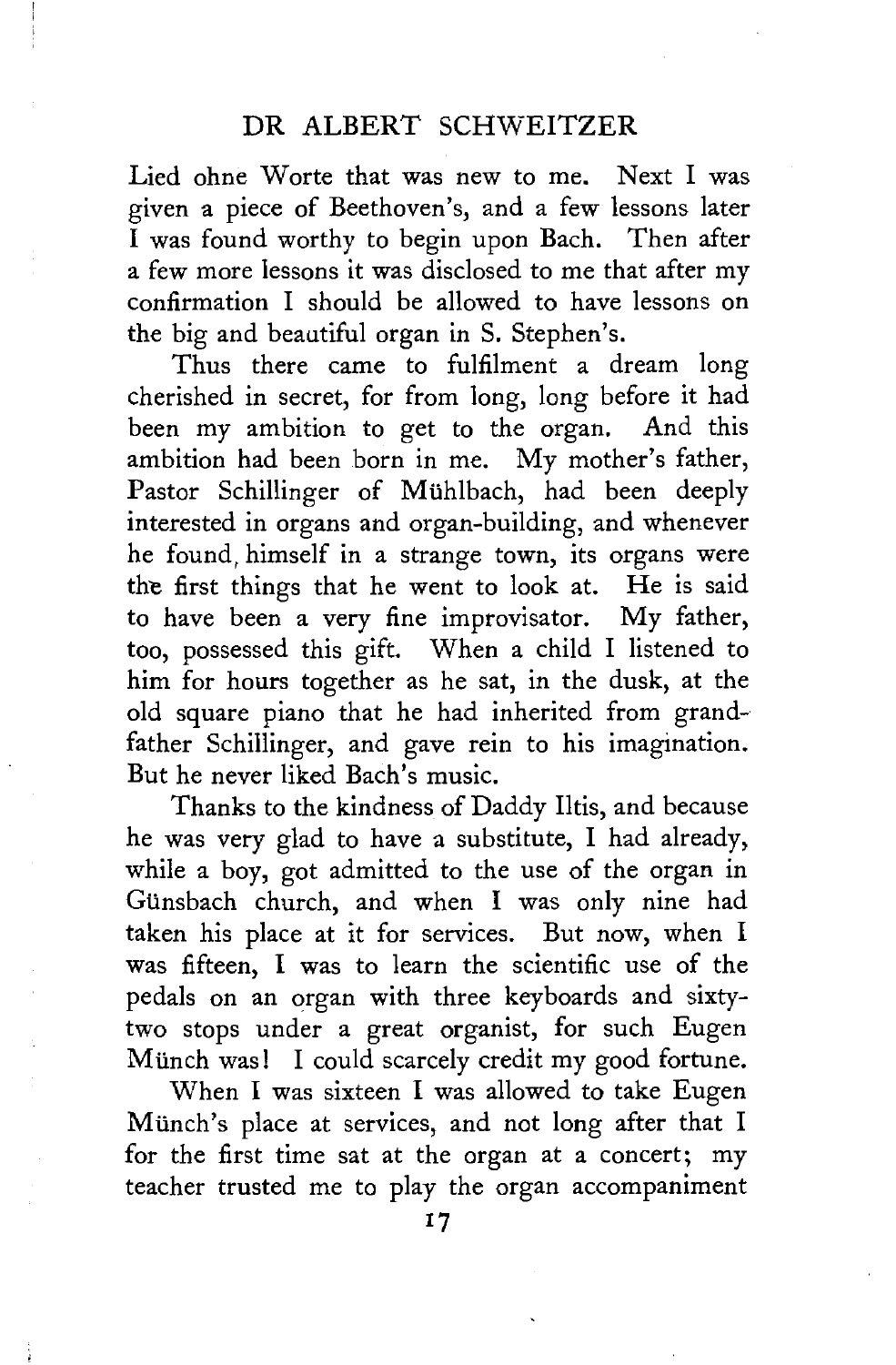Lied ohne Worte that was new to me. Next I was given a piece of Beethoven's, and a few lessons later I was found worthy to begin upon Bach. Then after a few more lessons it was disclosed to me that after my confirmation I should be allowed to have lessons on the big and beautiful organ in S. Stephen's.

Thus there came to fulfilment a dream long cherished in secret, for from long, long before it had been my ambition to get to the organ. And this ambition had been born in me. My mother's father, Pastor Schillinger of Mühlbach, had been deeply interested in organs and organ-building, and whenever he found, himself in a strange town, its organs were the first things that he went to look at. He is said to have been a very fine improvisator. My father, too, possessed this gift. When a child I listened to him for hours together as he sat, in the dusk, at the old square piano that he had inherited from grandfather Schillinger, and gave rein to his imagination. But he never liked Bach's music.

Thanks to the kindness of Daddy Iltis, and because he was very glad to have a substitute, I had already, while a boy, got admitted to the use of the organ in Günsbach church, and when I was only nine had taken his place at it for services. But now, when I was fifteen, I was to learn the scientific use of the pedals on an organ with three keyboards and sixty-two stops under a great organist, for such Eugen Münch was! I could scarcely credit my good fortune.

When I was sixteen I was allowed to take Eugen Münch's place at services, and not long after that I for the first time sat at the organ at a concert; my teacher trusted me to play the organ accompaniment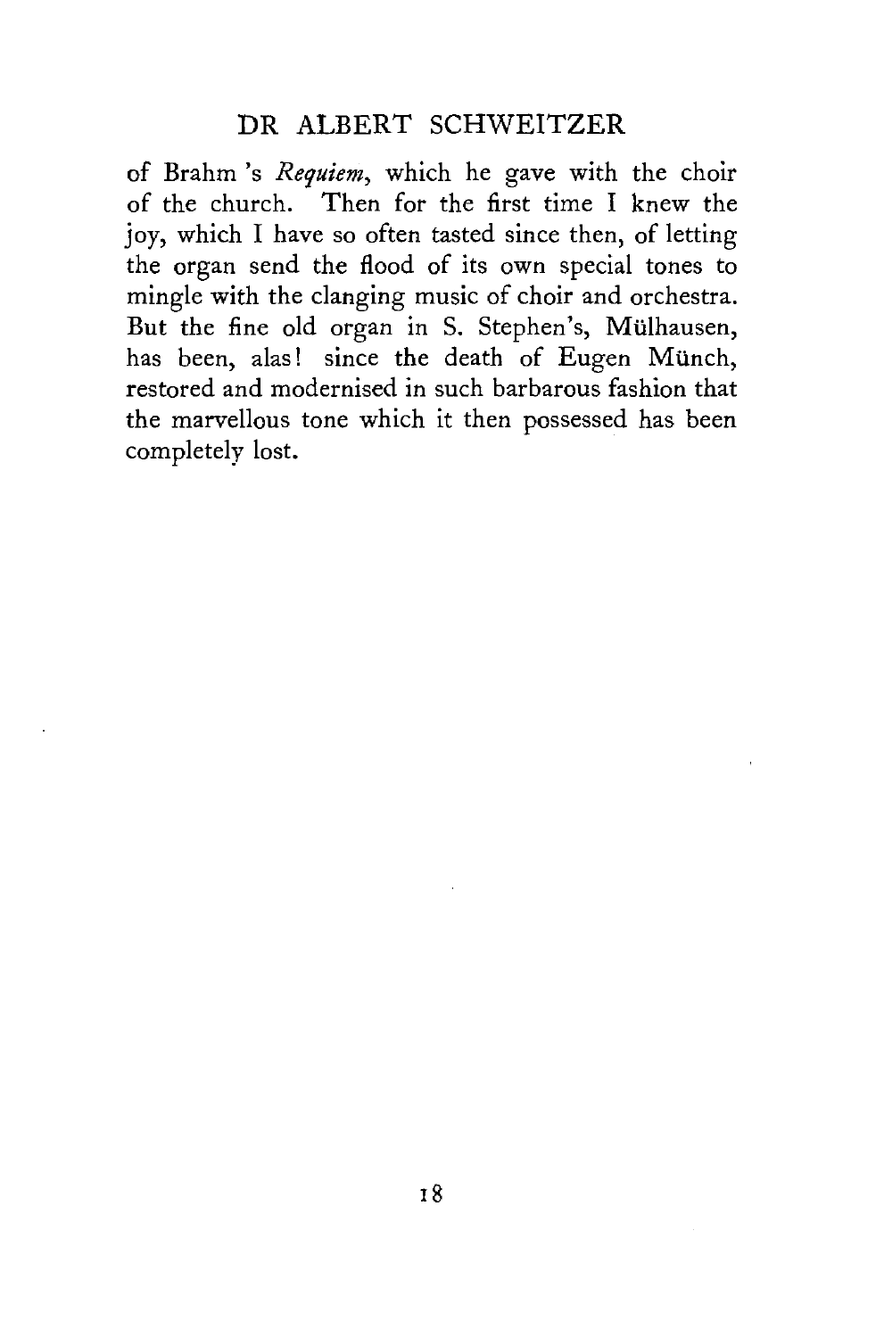of Brahm 's *Requiem*, which he gave with the choir of the church. Then for the first time I knew the joy, which I have so often tasted since then, of letting the organ send the flood of its own special tones to mingle with the clanging music of choir and orchestra. But the fine old organ in S. Stephen's, Mülhausen, has been, alas! since the death of Eugen Münch, restored and modernised in such barbarous fashion that the marvellous tone which it then possessed has been completely lost.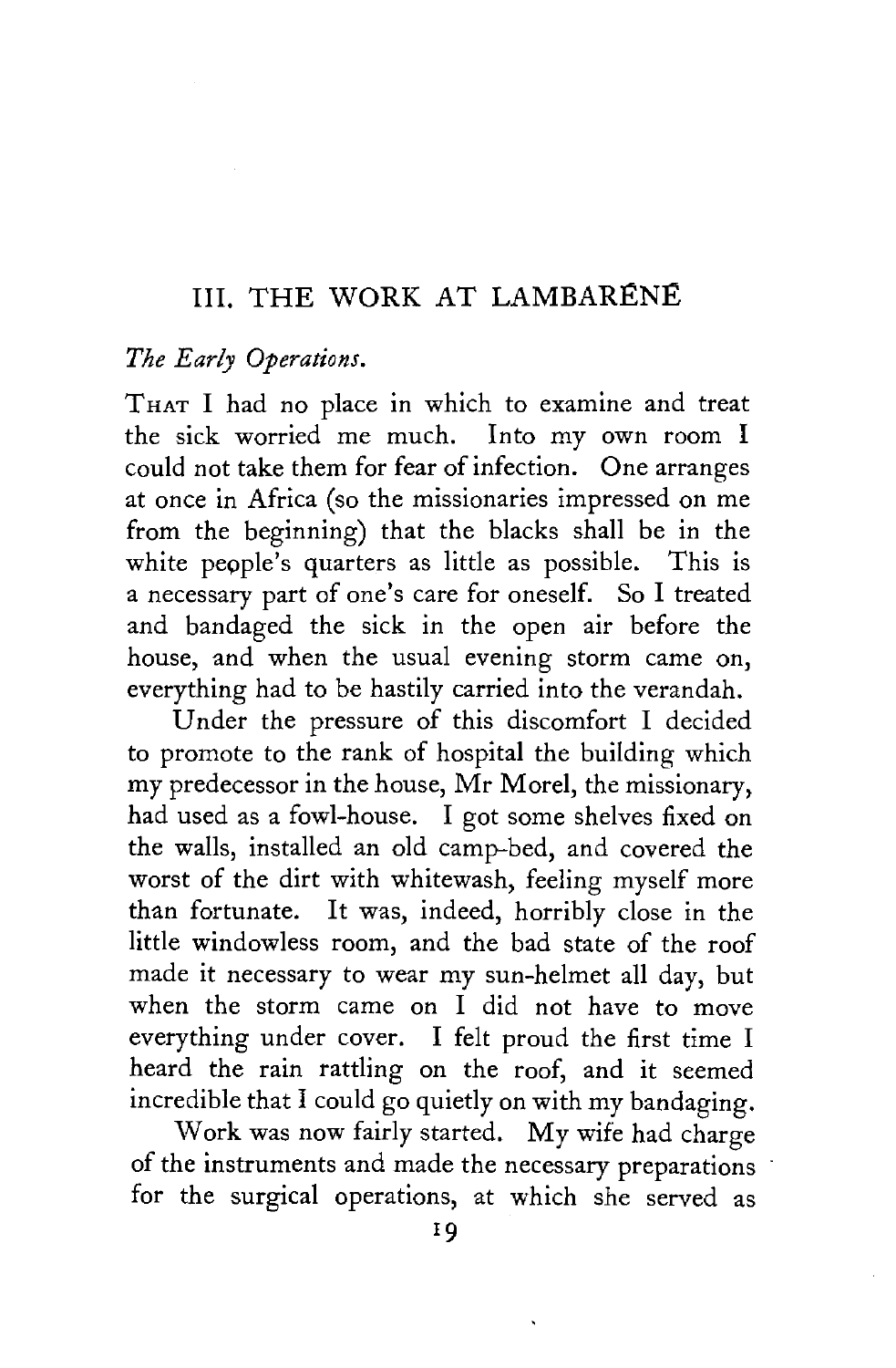## III. THE WORK AT LAMBARÊNÉ

### *The Early Operations.*

THAT I had no place in which to examine and treat the sick worried me much. Into my own room I could not take them for fear of infection. One arranges at once in Africa (so the missionaries impressed on me from the beginning) that the blacks shall be in the white people's quarters as little as possible. This is a necessary part of one's care for oneself. So I treated and bandaged the sick in the open air before the house, and when the usual evening storm came on, everything had to be hastily carried into the verandah.

Under the pressure of this discomfort I decided to promote to the rank of hospital the building which my predecessor in the house, Mr Morel, the missionary, had used as a fowl-house. I got some shelves fixed on the walls, installed an old camp-bed, and covered the worst of the dirt with whitewash, feeling myself more than fortunate. It was, indeed, horribly close in the little windowless room, and the bad state of the roof made it necessary to wear my sun-helmet all day, but when the storm came on I did not have to move everything under cover. I felt proud the first time I heard the rain rattling on the roof, and it seemed incredible that I could go quietly on with my bandaging.

Work was now fairly started. My wife had charge of the instruments and made the necessary preparations for the surgical operations, at which she served as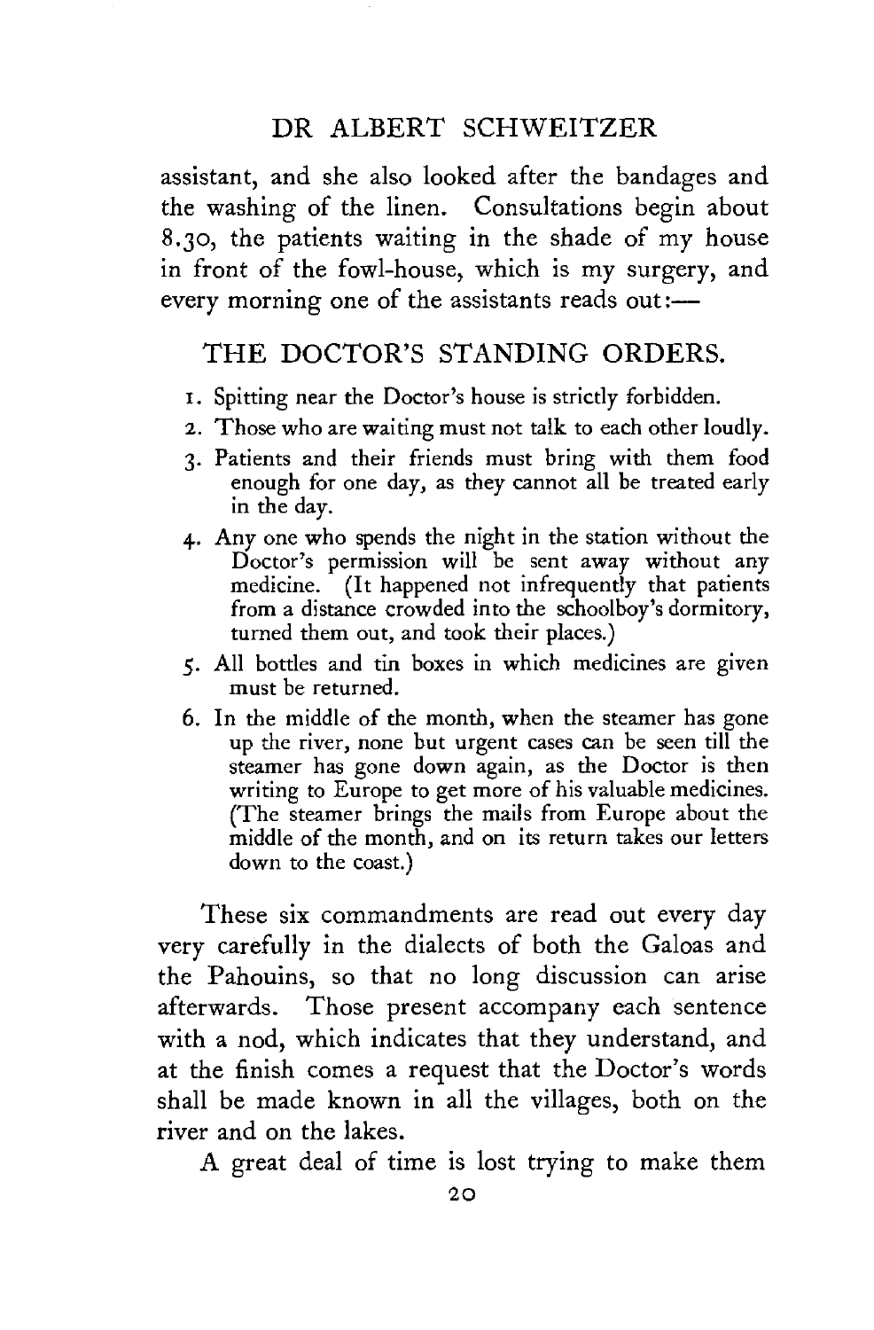assistant, and she also looked after the bandages and the washing of the linen. Consultations begin about 8.30, the patients waiting in the shade of my house in front of the fowl-house, which is my surgery, and every morning one of the assistants reads out:—

## THE DOCTOR'S STANDING ORDERS.

1. Spitting near the Doctor's house is strictly forbidden.
2. Those who are waiting must not talk to each other loudly.
3. Patients and their friends must bring with them food enough for one day, as they cannot all be treated early in the day.
4. Any one who spends the night in the station without the Doctor's permission will be sent away without any medicine. (It happened not infrequently that patients from a distance crowded into the schoolboy's dormitory, turned them out, and took their places.)
5. All bottles and tin boxes in which medicines are given must be returned.
6. In the middle of the month, when the steamer has gone up the river, none but urgent cases can be seen till the steamer has gone down again, as the Doctor is then writing to Europe to get more of his valuable medicines. (The steamer brings the mails from Europe about the middle of the month, and on its return takes our letters down to the coast.)

These six commandments are read out every day very carefully in the dialects of both the Galoas and the Pahouins, so that no long discussion can arise afterwards. Those present accompany each sentence with a nod, which indicates that they understand, and at the finish comes a request that the Doctor's words shall be made known in all the villages, both on the river and on the lakes.

A great deal of time is lost trying to make them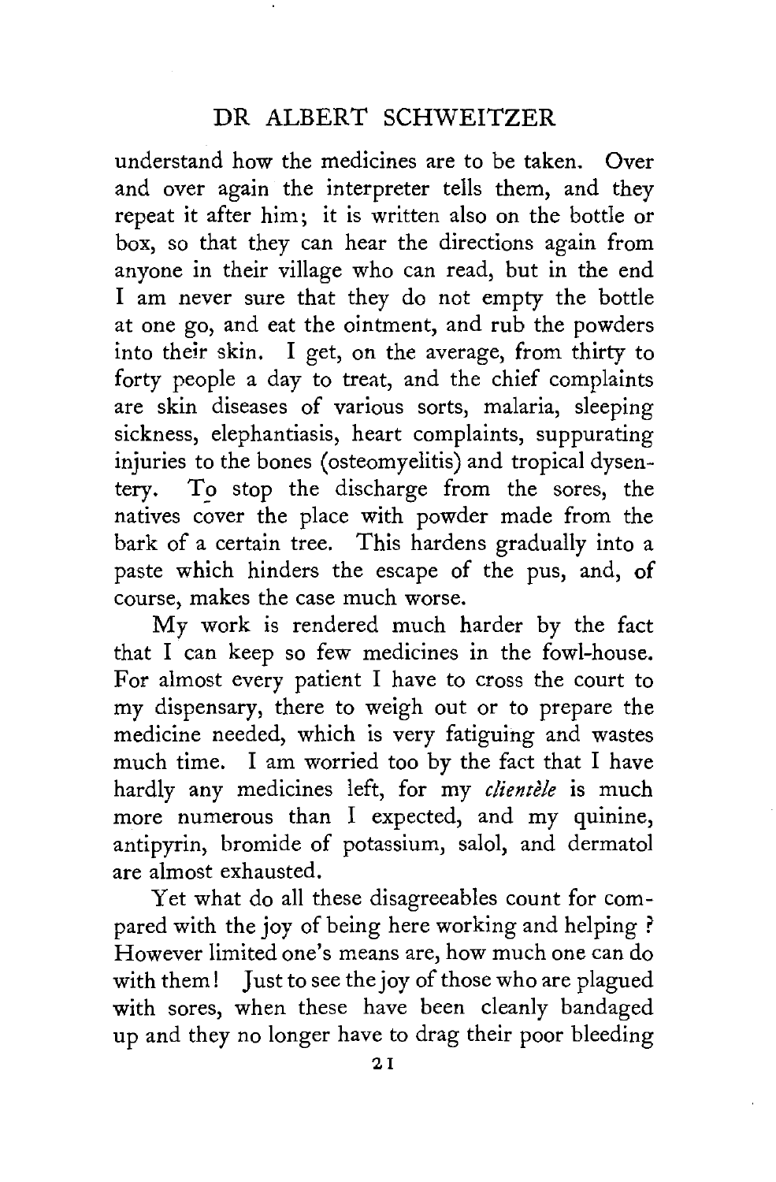understand how the medicines are to be taken. Over and over again the interpreter tells them, and they repeat it after him; it is written also on the bottle or box, so that they can hear the directions again from anyone in their village who can read, but in the end I am never sure that they do not empty the bottle at one go, and eat the ointment, and rub the powders into their skin. I get, on the average, from thirty to forty people a day to treat, and the chief complaints are skin diseases of various sorts, malaria, sleeping sickness, elephantiasis, heart complaints, suppurating injuries to the bones (osteomyelitis) and tropical dysentery. To stop the discharge from the sores, the natives cover the place with powder made from the bark of a certain tree. This hardens gradually into a paste which hinders the escape of the pus, and, of course, makes the case much worse.

My work is rendered much harder by the fact that I can keep so few medicines in the fowl-house. For almost every patient I have to cross the court to my dispensary, there to weigh out or to prepare the medicine needed, which is very fatiguing and wastes much time. I am worried too by the fact that I have hardly any medicines left, for my *clientèle* is much more numerous than I expected, and my quinine, antipyrin, bromide of potassium, salol, and dermatol are almost exhausted.

Yet what do all these disagreeables count for compared with the joy of being here working and helping? However limited one's means are, how much one can do with them! Just to see the joy of those who are plagued with sores, when these have been cleanly bandaged up and they no longer have to drag their poor bleeding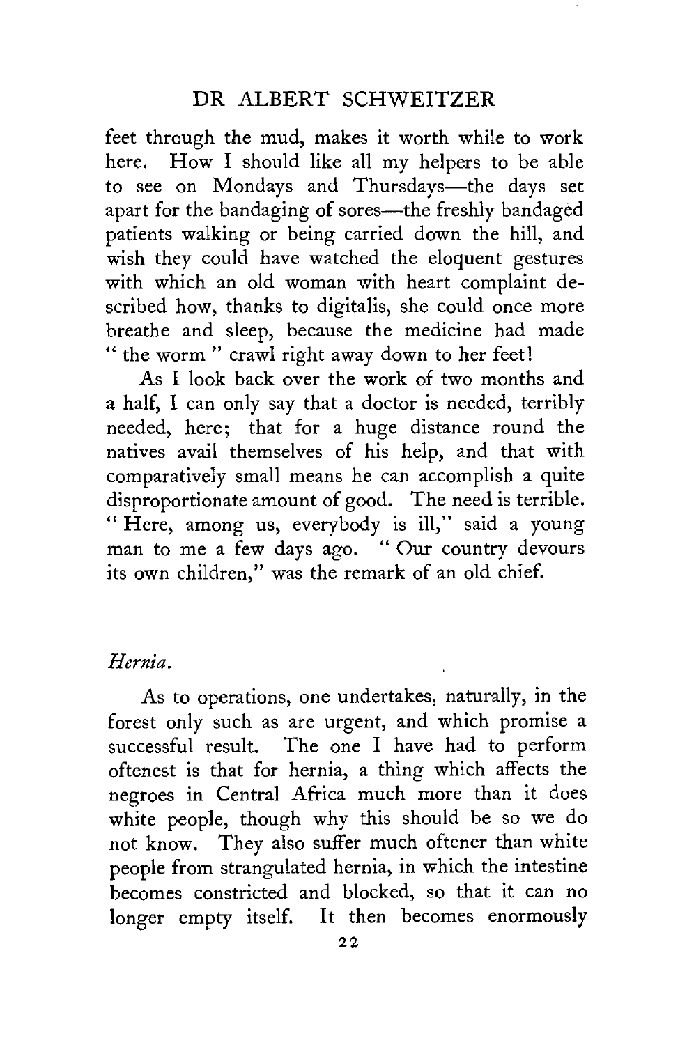feet through the mud, makes it worth while to work here. How I should like all my helpers to be able to see on Mondays and Thursdays—the days set apart for the bandaging of sores—the freshly bandaged patients walking or being carried down the hill, and wish they could have watched the eloquent gestures with which an old woman with heart complaint described how, thanks to digitalis, she could once more breathe and sleep, because the medicine had made "the worm" crawl right away down to her feet!

As I look back over the work of two months and a half, I can only say that a doctor is needed, terribly needed, here; that for a huge distance round the natives avail themselves of his help, and that with comparatively small means he can accomplish a quite disproportionate amount of good. The need is terrible. "Here, among us, everybody is ill," said a young man to me a few days ago. "Our country devours its own children," was the remark of an old chief.

*Hernia.*

As to operations, one undertakes, naturally, in the forest only such as are urgent, and which promise a successful result. The one I have had to perform oftenest is that for hernia, a thing which affects the negroes in Central Africa much more than it does white people, though why this should be so we do not know. They also suffer much oftener than white people from strangulated hernia, in which the intestine becomes constricted and blocked, so that it can no longer empty itself. It then becomes enormously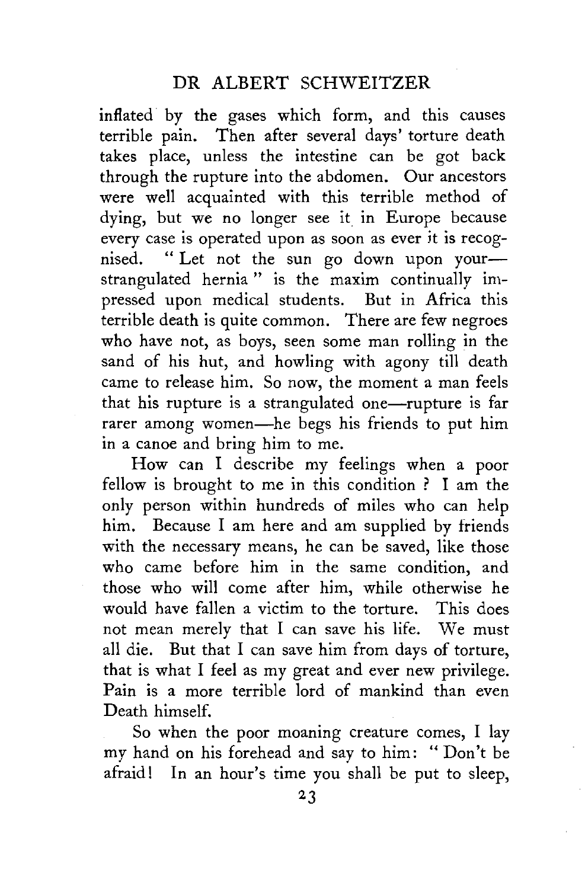inflated by the gases which form, and this causes terrible pain. Then after several days' torture death takes place, unless the intestine can be got back through the rupture into the abdomen. Our ancestors were well acquainted with this terrible method of dying, but we no longer see it in Europe because every case is operated upon as soon as ever it is recognised. "Let not the sun go down upon your—strangulated hernia" is the maxim continually impressed upon medical students. But in Africa this terrible death is quite common. There are few negroes who have not, as boys, seen some man rolling in the sand of his hut, and howling with agony till death came to release him. So now, the moment a man feels that his rupture is a strangulated one—rupture is far rarer among women—he begs his friends to put him in a canoe and bring him to me.

How can I describe my feelings when a poor fellow is brought to me in this condition? I am the only person within hundreds of miles who can help him. Because I am here and am supplied by friends with the necessary means, he can be saved, like those who came before him in the same condition, and those who will come after him, while otherwise he would have fallen a victim to the torture. This does not mean merely that I can save his life. We must all die. But that I can save him from days of torture, that is what I feel as my great and ever new privilege. Pain is a more terrible lord of mankind than even Death himself.

So when the poor moaning creature comes, I lay my hand on his forehead and say to him: "Don't be afraid! In an hour's time you shall be put to sleep,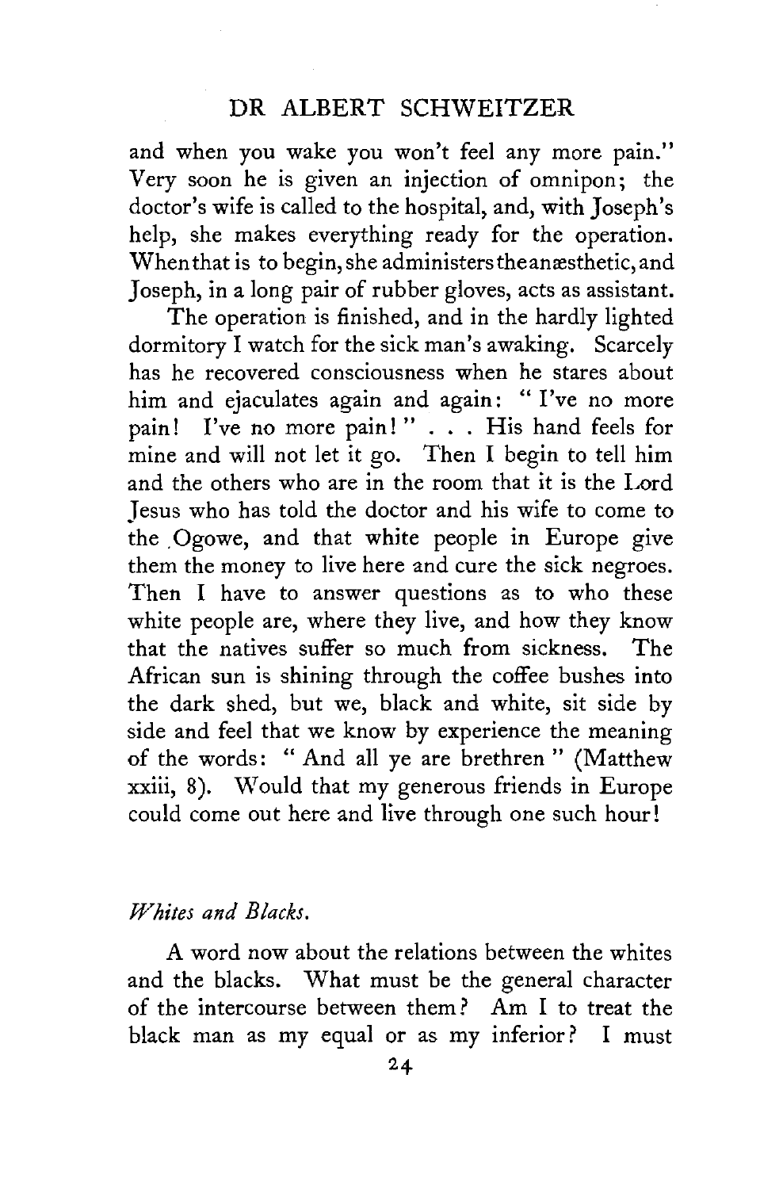and when you wake you won't feel any more pain." Very soon he is given an injection of omnipon; the doctor's wife is called to the hospital, and, with Joseph's help, she makes everything ready for the operation. When that is to begin, she administers the anæsthetic, and Joseph, in a long pair of rubber gloves, acts as assistant.

The operation is finished, and in the hardly lighted dormitory I watch for the sick man's awaking. Scarcely has he recovered consciousness when he stares about him and ejaculates again and again: "I've no more pain! I've no more pain!" . . . His hand feels for mine and will not let it go. Then I begin to tell him and the others who are in the room that it is the Lord Jesus who has told the doctor and his wife to come to the Ogowe, and that white people in Europe give them the money to live here and cure the sick negroes. Then I have to answer questions as to who these white people are, where they live, and how they know that the natives suffer so much from sickness. The African sun is shining through the coffee bushes into the dark shed, but we, black and white, sit side by side and feel that we know by experience the meaning of the words: "And all ye are brethren" (Matthew xxiii, 8). Would that my generous friends in Europe could come out here and live through one such hour!

*Whites and Blacks.*

A word now about the relations between the whites and the blacks. What must be the general character of the intercourse between them? Am I to treat the black man as my equal or as my inferior? I must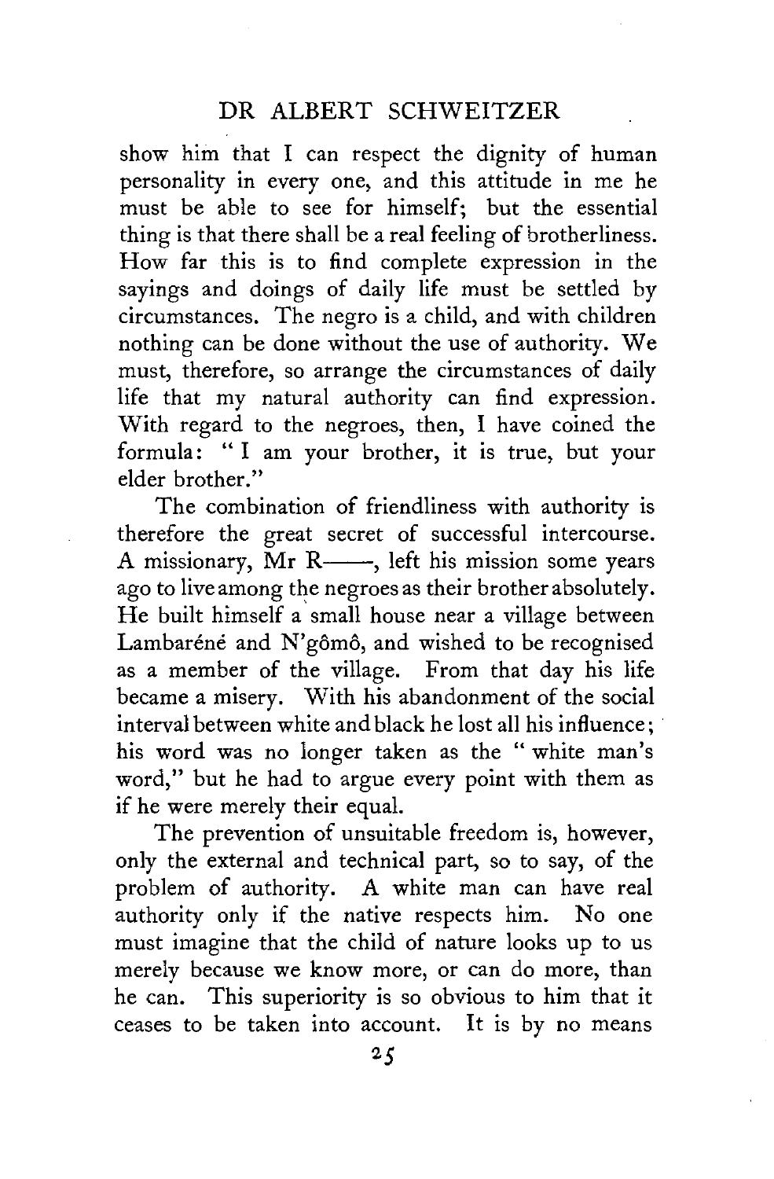show him that I can respect the dignity of human personality in every one, and this attitude in me he must be able to see for himself; but the essential thing is that there shall be a real feeling of brotherliness. How far this is to find complete expression in the sayings and doings of daily life must be settled by circumstances. The negro is a child, and with children nothing can be done without the use of authority. We must, therefore, so arrange the circumstances of daily life that my natural authority can find expression. With regard to the negroes, then, I have coined the formula: "I am your brother, it is true, but your elder brother."

The combination of friendliness with authority is therefore the great secret of successful intercourse. A missionary, Mr R——, left his mission some years ago to live among the negroes as their brother absolutely. He built himself a small house near a village between Lambaréné and N'gômô, and wished to be recognised as a member of the village. From that day his life became a misery. With his abandonment of the social interval between white and black he lost all his influence; his word was no longer taken as the "white man's word," but he had to argue every point with them as if he were merely their equal.

The prevention of unsuitable freedom is, however, only the external and technical part, so to say, of the problem of authority. A white man can have real authority only if the native respects him. No one must imagine that the child of nature looks up to us merely because we know more, or can do more, than he can. This superiority is so obvious to him that it ceases to be taken into account. It is by no means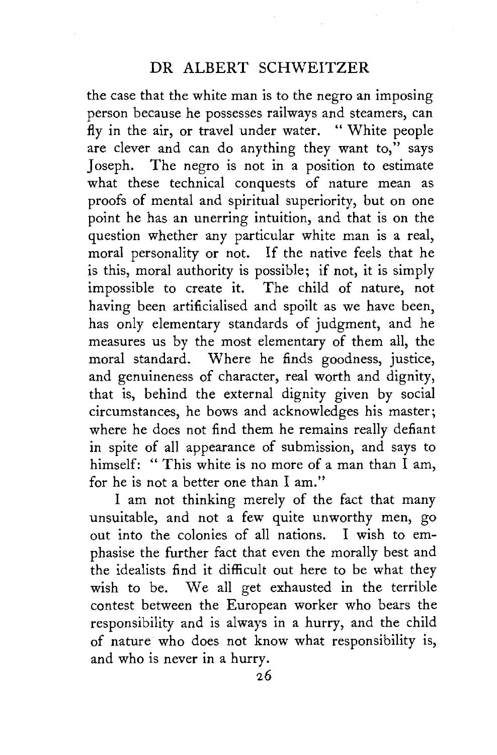the case that the white man is to the negro an imposing person because he possesses railways and steamers, can fly in the air, or travel under water. " White people are clever and can do anything they want to," says Joseph. The negro is not in a position to estimate what these technical conquests of nature mean as proofs of mental and spiritual superiority, but on one point he has an unerring intuition, and that is on the question whether any particular white man is a real, moral personality or not. If the native feels that he is this, moral authority is possible; if not, it is simply impossible to create it. The child of nature, not having been artificialised and spoilt as we have been, has only elementary standards of judgment, and he measures us by the most elementary of them all, the moral standard. Where he finds goodness, justice, and genuineness of character, real worth and dignity, that is, behind the external dignity given by social circumstances, he bows and acknowledges his master; where he does not find them he remains really defiant in spite of all appearance of submission, and says to himself: " This white is no more of a man than I am, for he is not a better one than I am."

I am not thinking merely of the fact that many unsuitable, and not a few quite unworthy men, go out into the colonies of all nations. I wish to emphasise the further fact that even the morally best and the idealists find it difficult out here to be what they wish to be. We all get exhausted in the terrible contest between the European worker who bears the responsibility and is always in a hurry, and the child of nature who does not know what responsibility is, and who is never in a hurry.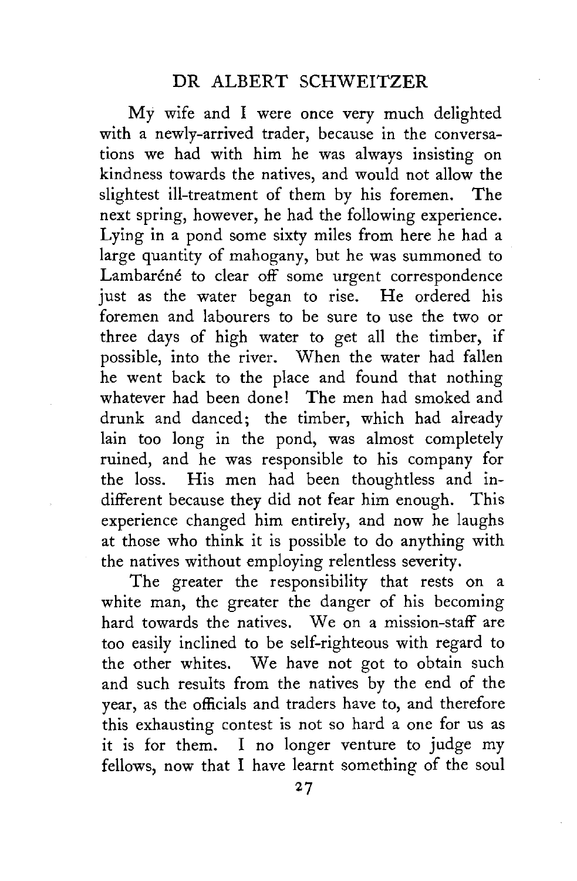My wife and I were once very much delighted with a newly-arrived trader, because in the conversations we had with him he was always insisting on kindness towards the natives, and would not allow the slightest ill-treatment of them by his foremen. The next spring, however, he had the following experience. Lying in a pond some sixty miles from here he had a large quantity of mahogany, but he was summoned to Lambaréné to clear off some urgent correspondence just as the water began to rise. He ordered his foremen and labourers to be sure to use the two or three days of high water to get all the timber, if possible, into the river. When the water had fallen he went back to the place and found that nothing whatever had been done! The men had smoked and drunk and danced; the timber, which had already lain too long in the pond, was almost completely ruined, and he was responsible to his company for the loss. His men had been thoughtless and indifferent because they did not fear him enough. This experience changed him entirely, and now he laughs at those who think it is possible to do anything with the natives without employing relentless severity.

The greater the responsibility that rests on a white man, the greater the danger of his becoming hard towards the natives. We on a mission-staff are too easily inclined to be self-righteous with regard to the other whites. We have not got to obtain such and such results from the natives by the end of the year, as the officials and traders have to, and therefore this exhausting contest is not so hard a one for us as it is for them. I no longer venture to judge my fellows, now that I have learnt something of the soul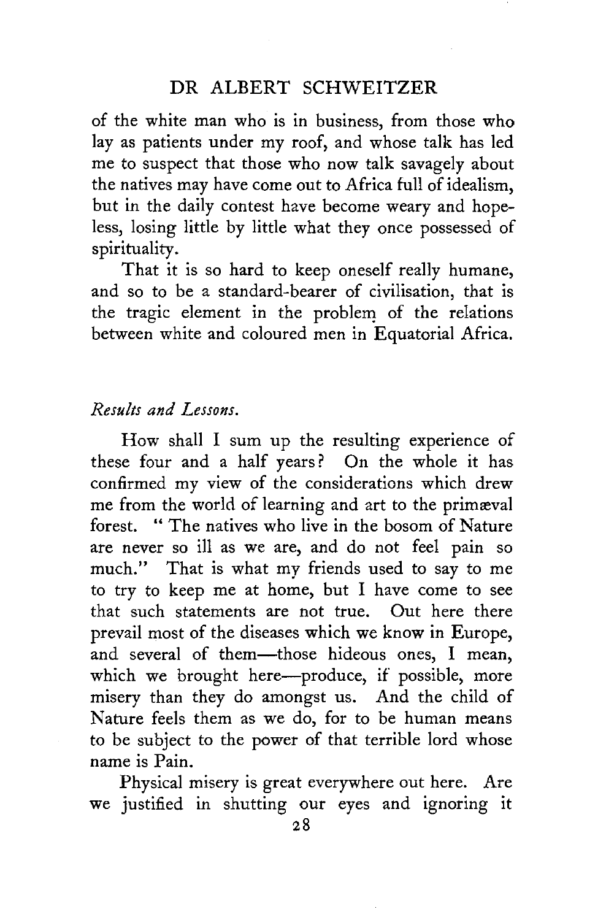of the white man who is in business, from those who lay as patients under my roof, and whose talk has led me to suspect that those who now talk savagely about the natives may have come out to Africa full of idealism, but in the daily contest have become weary and hopeless, losing little by little what they once possessed of spirituality.

That it is so hard to keep oneself really humane, and so to be a standard-bearer of civilisation, that is the tragic element in the problem of the relations between white and coloured men in Equatorial Africa.

*Results and Lessons.*

How shall I sum up the resulting experience of these four and a half years? On the whole it has confirmed my view of the considerations which drew me from the world of learning and art to the primæval forest. "The natives who live in the bosom of Nature are never so ill as we are, and do not feel pain so much." That is what my friends used to say to me to try to keep me at home, but I have come to see that such statements are not true. Out here there prevail most of the diseases which we know in Europe, and several of them—those hideous ones, I mean, which we brought here—produce, if possible, more misery than they do amongst us. And the child of Nature feels them as we do, for to be human means to be subject to the power of that terrible lord whose name is Pain.

Physical misery is great everywhere out here. Are we justified in shutting our eyes and ignoring it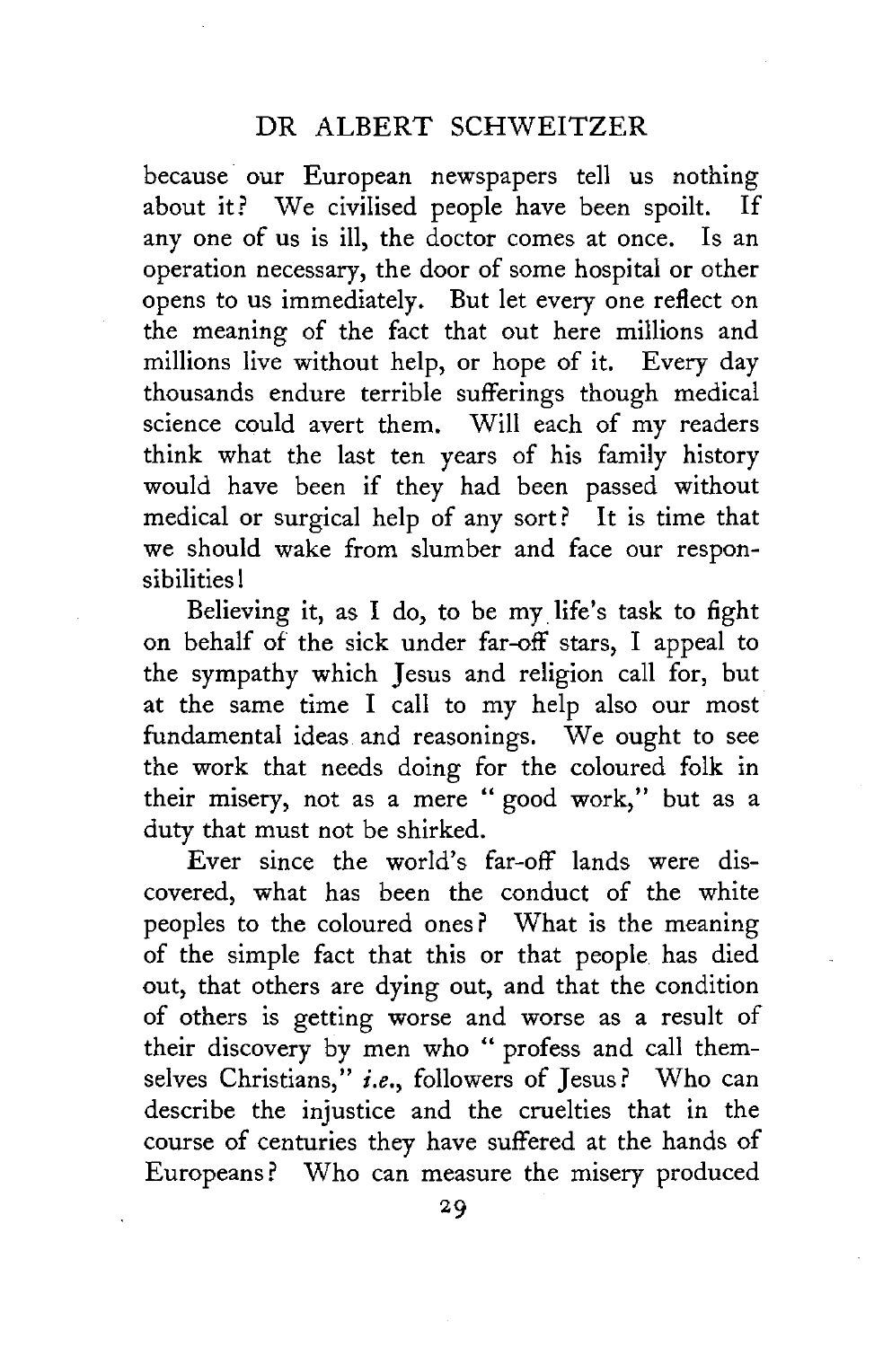because our European newspapers tell us nothing about it? We civilised people have been spoilt. If any one of us is ill, the doctor comes at once. Is an operation necessary, the door of some hospital or other opens to us immediately. But let every one reflect on the meaning of the fact that out here millions and millions live without help, or hope of it. Every day thousands endure terrible sufferings though medical science could avert them. Will each of my readers think what the last ten years of his family history would have been if they had been passed without medical or surgical help of any sort? It is time that we should wake from slumber and face our responsibilities!

Believing it, as I do, to be my life's task to fight on behalf of the sick under far-off stars, I appeal to the sympathy which Jesus and religion call for, but at the same time I call to my help also our most fundamental ideas and reasonings. We ought to see the work that needs doing for the coloured folk in their misery, not as a mere "good work," but as a duty that must not be shirked.

Ever since the world's far-off lands were discovered, what has been the conduct of the white peoples to the coloured ones? What is the meaning of the simple fact that this or that people has died out, that others are dying out, and that the condition of others is getting worse and worse as a result of their discovery by men who "profess and call themselves Christians," *i.e.*, followers of Jesus? Who can describe the injustice and the cruelties that in the course of centuries they have suffered at the hands of Europeans? Who can measure the misery produced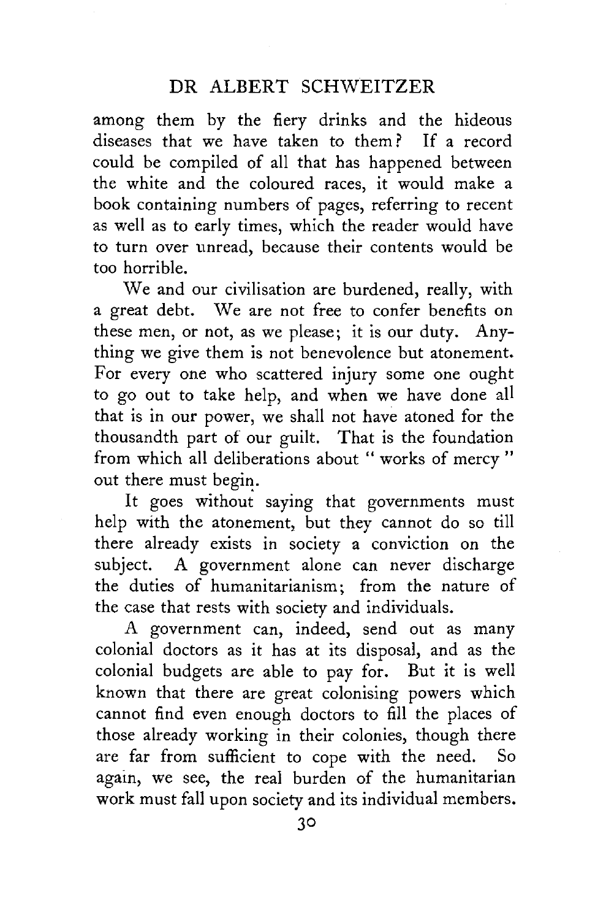among them by the fiery drinks and the hideous diseases that we have taken to them? If a record could be compiled of all that has happened between the white and the coloured races, it would make a book containing numbers of pages, referring to recent as well as to early times, which the reader would have to turn over unread, because their contents would be too horrible.

We and our civilisation are burdened, really, with a great debt. We are not free to confer benefits on these men, or not, as we please; it is our duty. Anything we give them is not benevolence but atonement. For every one who scattered injury some one ought to go out to take help, and when we have done all that is in our power, we shall not have atoned for the thousandth part of our guilt. That is the foundation from which all deliberations about " works of mercy " out there must begin.

It goes without saying that governments must help with the atonement, but they cannot do so till there already exists in society a conviction on the subject. A government alone can never discharge the duties of humanitarianism; from the nature of the case that rests with society and individuals.

A government can, indeed, send out as many colonial doctors as it has at its disposal, and as the colonial budgets are able to pay for. But it is well known that there are great colonising powers which cannot find even enough doctors to fill the places of those already working in their colonies, though there are far from sufficient to cope with the need. So again, we see, the real burden of the humanitarian work must fall upon society and its individual members.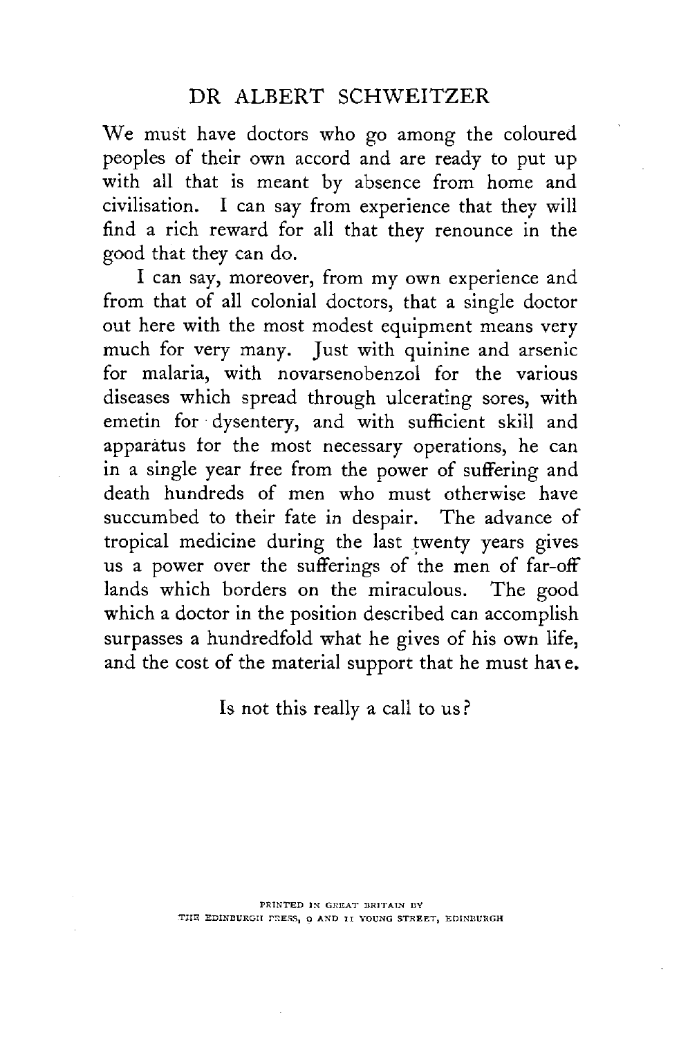DR ALBERT SCHWEITZER

We must have doctors who go among the coloured peoples of their own accord and are ready to put up with all that is meant by absence from home and civilisation. I can say from experience that they will find a rich reward for all that they renounce in the good that they can do.

I can say, moreover, from my own experience and from that of all colonial doctors, that a single doctor out here with the most modest equipment means very much for very many. Just with quinine and arsenic for malaria, with novarsenobenzol for the various diseases which spread through ulcerating sores, with emetin for dysentery, and with sufficient skill and apparatus for the most necessary operations, he can in a single year free from the power of suffering and death hundreds of men who must otherwise have succumbed to their fate in despair. The advance of tropical medicine during the last twenty years gives us a power over the sufferings of the men of far-off lands which borders on the miraculous. The good which a doctor in the position described can accomplish surpasses a hundredfold what he gives of his own life, and the cost of the material support that he must have.

Is not this really a call to us?

PRINTED IN GREAT BRITAIN BY
THE EDINBURGH PRESS, 9 AND 11 YOUNG STREET, EDINBURGH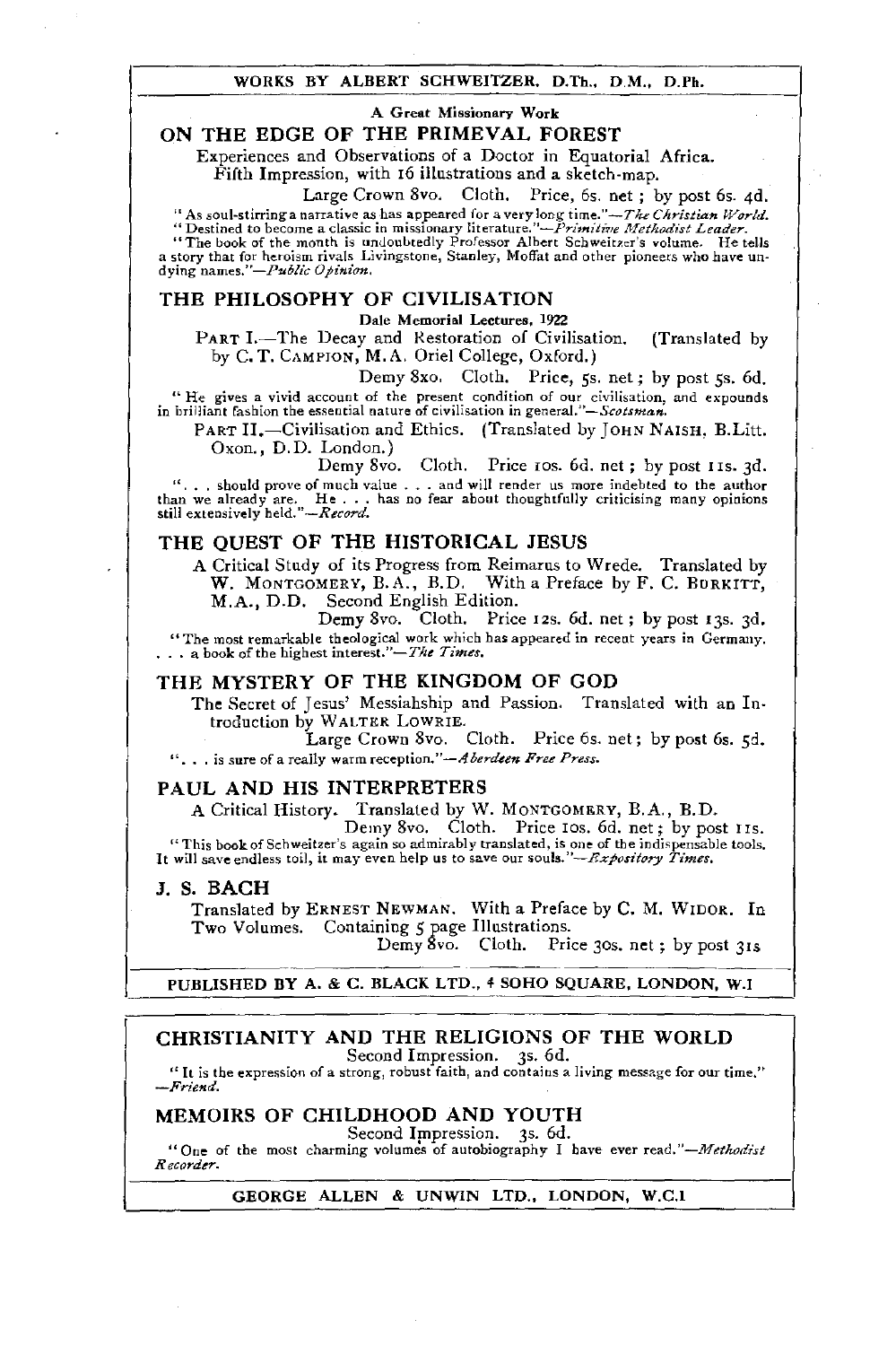WORKS BY ALBERT SCHWEITZER, D.Th., D.M., D.Ph.

A Great Missionary Work

## ON THE EDGE OF THE PRIMEVAL FOREST

Experiences and Observations of a Doctor in Equatorial Africa. Fifth Impression, with 16 illustrations and a sketch-map.

Large Crown 8vo. Cloth. Price, 6s. net; by post 6s. 4d.

"As soul-stirring a narrative as has appeared for a very long time."—*The Christian World.*
"Destined to become a classic in missionary literature."—*Primitive Methodist Leader.*
"The book of the month is undoubtedly Professor Albert Schweitzer's volume. He tells a story that for heroism rivals Livingstone, Stanley, Moffat and other pioneers who have undying names."—*Public Opinion.*

## THE PHILOSOPHY OF CIVILISATION

Dale Memorial Lectures, 1922

PART I.—The Decay and Restoration of Civilisation. (Translated by by C. T. CAMPION, M.A. Oriel College, Oxford.)

Demy 8xo. Cloth. Price, 5s. net; by post 5s. 6d.

"He gives a vivid account of the present condition of our civilisation, and expounds in brilliant fashion the essential nature of civilisation in general."—*Scotsman.*

PART II.—Civilisation and Ethics. (Translated by JOHN NAISH, B.Litt. Oxon., D.D. London.)

Demy 8vo. Cloth. Price 10s. 6d. net; by post 11s. 3d.

". . . should prove of much value . . . and will render us more indebted to the author than we already are. He . . . has no fear about thoughtfully criticising many opinions still extensively held."—*Record.*

## THE QUEST OF THE HISTORICAL JESUS

A Critical Study of its Progress from Reimarus to Wrede. Translated by W. MONTGOMERY, B.A., B.D. With a Preface by F. C. BURKITT, M.A., D.D. Second English Edition.

Demy 8vo. Cloth. Price 12s. 6d. net; by post 13s. 3d.

"The most remarkable theological work which has appeared in recent years in Germany. . . . a book of the highest interest."—*The Times.*

## THE MYSTERY OF THE KINGDOM OF GOD

The Secret of Jesus' Messiahship and Passion. Translated with an Introduction by WALTER LOWRIE.

Large Crown 8vo. Cloth. Price 6s. net; by post 6s. 5d.

". . . is sure of a really warm reception."—*Aberdeen Free Press.*

## PAUL AND HIS INTERPRETERS

A Critical History. Translated by W. MONTGOMERY, B.A., B.D.

Demy 8vo. Cloth. Price 10s. 6d. net; by post 11s.

"This book of Schweitzer's again so admirably translated, is one of the indispensable tools. It will save endless toil, it may even help us to save our souls."—*Expository Times.*

## J. S. BACH

Translated by ERNEST NEWMAN. With a Preface by C. M. WIDOR. In Two Volumes. Containing 5 page Illustrations.

Demy 8vo. Cloth. Price 30s. net; by post 31s

PUBLISHED BY A. & C. BLACK LTD., 4 SOHO SQUARE, LONDON, W.1

## CHRISTIANITY AND THE RELIGIONS OF THE WORLD

Second Impression. 3s. 6d.

"It is the expression of a strong, robust faith, and contains a living message for our time." —*Friend.*

## MEMOIRS OF CHILDHOOD AND YOUTH

Second Impression. 3s. 6d.

"One of the most charming volumes of autobiography I have ever read."—*Methodist Recorder.*

GEORGE ALLEN & UNWIN LTD., LONDON, W.C.1